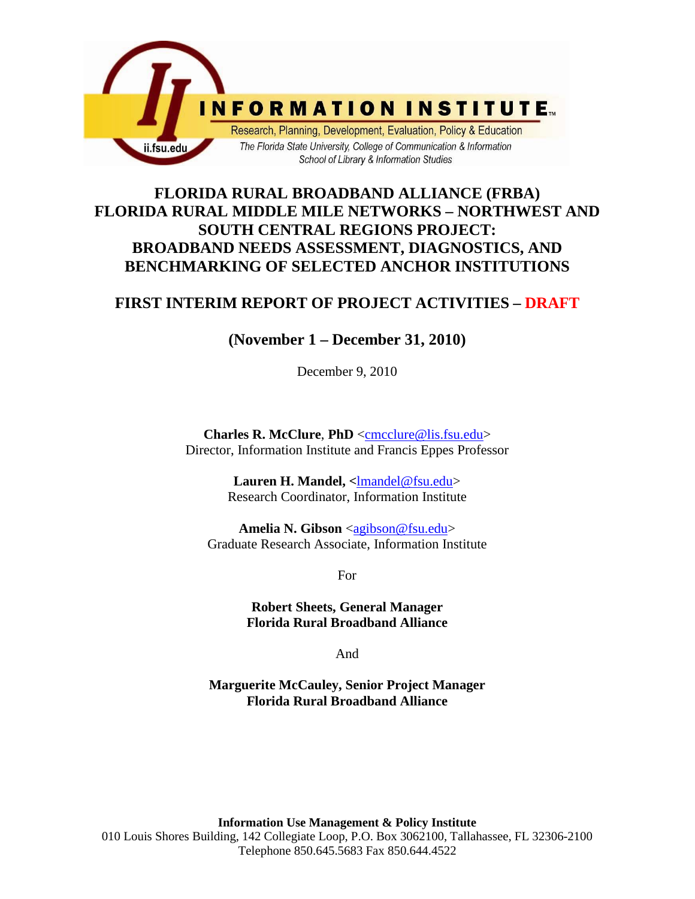INFORMATION INSTITUTE™

Research, Planning, Development, Evaluation, Policy & Education

*The Florida State University, College of Communication & Information*
*School of Library & Information Studies*

ii.fsu.edu

# FLORIDA RURAL BROADBAND ALLIANCE (FRBA) FLORIDA RURAL MIDDLE MILE NETWORKS – NORTHWEST AND SOUTH CENTRAL REGIONS PROJECT: BROADBAND NEEDS ASSESSMENT, DIAGNOSTICS, AND BENCHMARKING OF SELECTED ANCHOR INSTITUTIONS

## FIRST INTERIM REPORT OF PROJECT ACTIVITIES – DRAFT

### (November 1 – December 31, 2010)

December 9, 2010

**Charles R. McClure**, **PhD** <cmcclure@lis.fsu.edu>
Director, Information Institute and Francis Eppes Professor

**Lauren H. Mandel, <**lmandel@fsu.edu>
Research Coordinator, Information Institute

**Amelia N. Gibson** <agibson@fsu.edu>
Graduate Research Associate, Information Institute

For

**Robert Sheets, General Manager**
**Florida Rural Broadband Alliance**

And

**Marguerite McCauley, Senior Project Manager**
**Florida Rural Broadband Alliance**

**Information Use Management & Policy Institute**
010 Louis Shores Building, 142 Collegiate Loop, P.O. Box 3062100, Tallahassee, FL 32306-2100
Telephone 850.645.5683 Fax 850.644.4522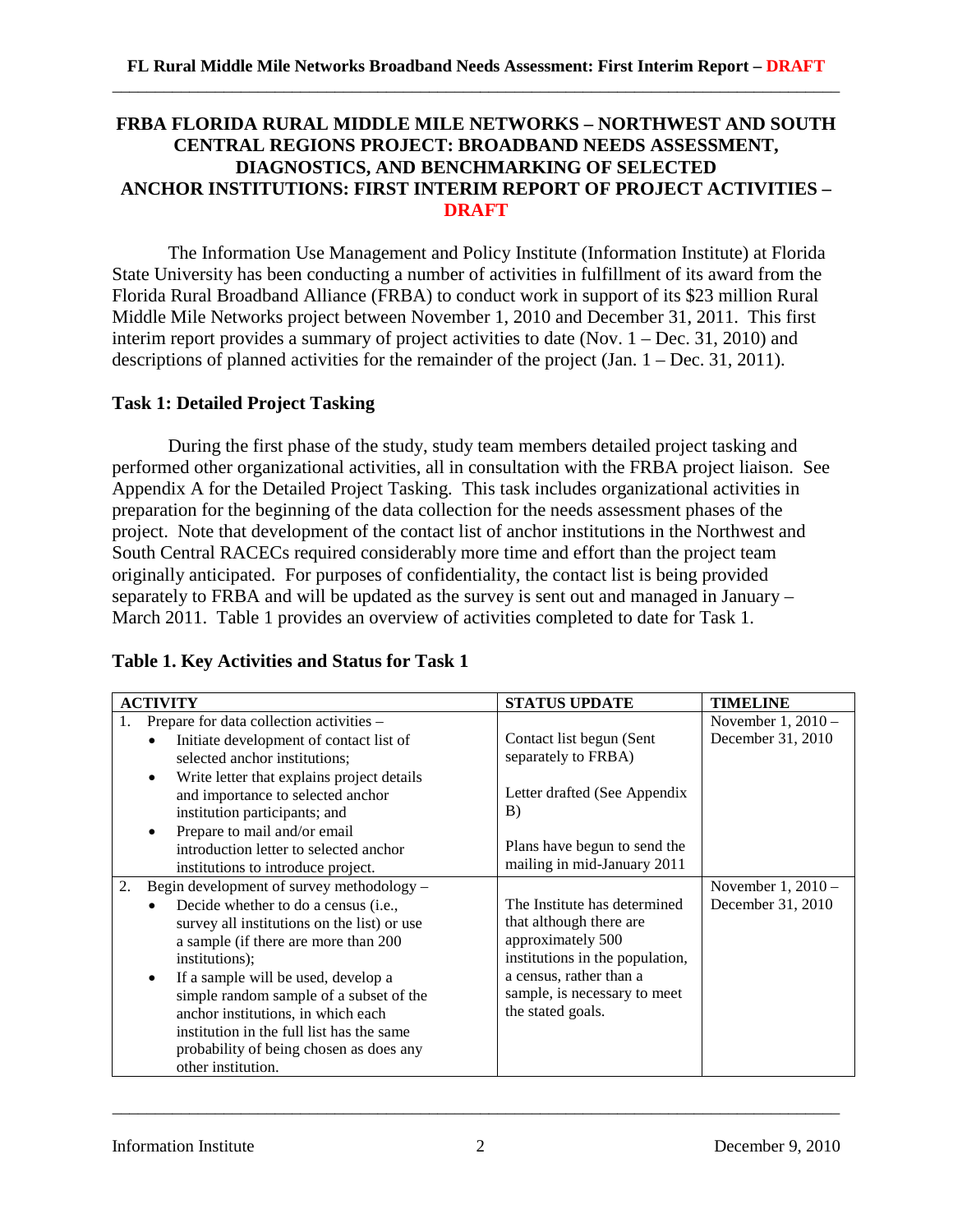# FRBA FLORIDA RURAL MIDDLE MILE NETWORKS – NORTHWEST AND SOUTH CENTRAL REGIONS PROJECT: BROADBAND NEEDS ASSESSMENT, DIAGNOSTICS, AND BENCHMARKING OF SELECTED ANCHOR INSTITUTIONS: FIRST INTERIM REPORT OF PROJECT ACTIVITIES – DRAFT

The Information Use Management and Policy Institute (Information Institute) at Florida State University has been conducting a number of activities in fulfillment of its award from the Florida Rural Broadband Alliance (FRBA) to conduct work in support of its $23 million Rural Middle Mile Networks project between November 1, 2010 and December 31, 2011. This first interim report provides a summary of project activities to date (Nov. 1 – Dec. 31, 2010) and descriptions of planned activities for the remainder of the project (Jan. 1 – Dec. 31, 2011).

## Task 1: Detailed Project Tasking

During the first phase of the study, study team members detailed project tasking and performed other organizational activities, all in consultation with the FRBA project liaison. See Appendix A for the Detailed Project Tasking. This task includes organizational activities in preparation for the beginning of the data collection for the needs assessment phases of the project. Note that development of the contact list of anchor institutions in the Northwest and South Central RACECs required considerably more time and effort than the project team originally anticipated. For purposes of confidentiality, the contact list is being provided separately to FRBA and will be updated as the survey is sent out and managed in January – March 2011. Table 1 provides an overview of activities completed to date for Task 1.

**Table 1. Key Activities and Status for Task 1**

| ACTIVITY | STATUS UPDATE | TIMELINE |
|---|---|---|
| 1. Prepare for data collection activities – <br>• Initiate development of contact list of selected anchor institutions;<br>• Write letter that explains project details and importance to selected anchor institution participants; and<br>• Prepare to mail and/or email introduction letter to selected anchor institutions to introduce project. | Contact list begun (Sent separately to FRBA)<br><br>Letter drafted (See Appendix B)<br><br>Plans have begun to send the mailing in mid-January 2011 | November 1, 2010 – December 31, 2010 |
| 2. Begin development of survey methodology –<br>• Decide whether to do a census (i.e., survey all institutions on the list) or use a sample (if there are more than 200 institutions);<br>• If a sample will be used, develop a simple random sample of a subset of the anchor institutions, in which each institution in the full list has the same probability of being chosen as does any other institution. | The Institute has determined that although there are approximately 500 institutions in the population, a census, rather than a sample, is necessary to meet the stated goals. | November 1, 2010 – December 31, 2010 |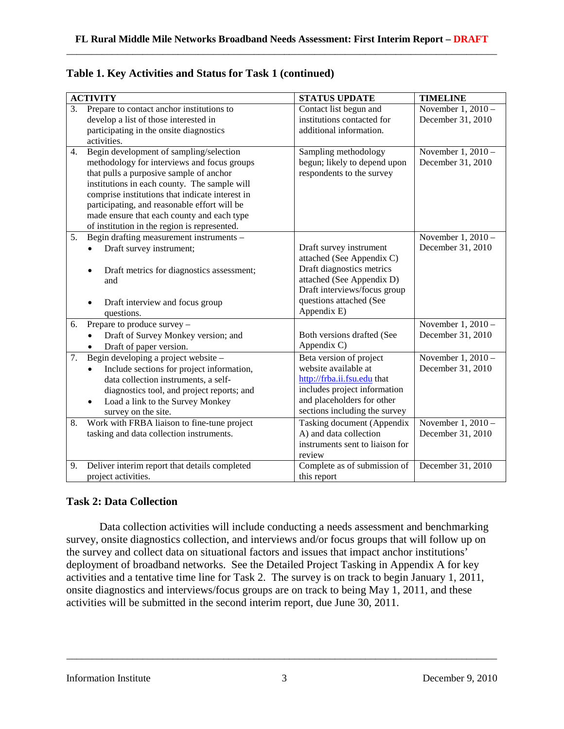### Table 1. Key Activities and Status for Task 1 (continued)

| ACTIVITY | STATUS UPDATE | TIMELINE |
|---|---|---|
| 3. Prepare to contact anchor institutions to develop a list of those interested in participating in the onsite diagnostics activities. | Contact list begun and institutions contacted for additional information. | November 1, 2010 – December 31, 2010 |
| 4. Begin development of sampling/selection methodology for interviews and focus groups that pulls a purposive sample of anchor institutions in each county. The sample will comprise institutions that indicate interest in participating, and reasonable effort will be made ensure that each county and each type of institution in the region is represented. | Sampling methodology begun; likely to depend upon respondents to the survey | November 1, 2010 – December 31, 2010 |
| 5. Begin drafting measurement instruments – <br>• Draft survey instrument; <br>• Draft metrics for diagnostics assessment; and <br>• Draft interview and focus group questions. | Draft survey instrument attached (See Appendix C) <br>Draft diagnostics metrics attached (See Appendix D) <br>Draft interviews/focus group questions attached (See Appendix E) | November 1, 2010 – December 31, 2010 |
| 6. Prepare to produce survey – <br>• Draft of Survey Monkey version; and <br>• Draft of paper version. | Both versions drafted (See Appendix C) | November 1, 2010 – December 31, 2010 |
| 7. Begin developing a project website – <br>• Include sections for project information, data collection instruments, a self-diagnostics tool, and project reports; and <br>• Load a link to the Survey Monkey survey on the site. | Beta version of project website available at http://frba.ii.fsu.edu that includes project information and placeholders for other sections including the survey | November 1, 2010 – December 31, 2010 |
| 8. Work with FRBA liaison to fine-tune project tasking and data collection instruments. | Tasking document (Appendix A) and data collection instruments sent to liaison for review | November 1, 2010 – December 31, 2010 |
| 9. Deliver interim report that details completed project activities. | Complete as of submission of this report | December 31, 2010 |

## Task 2: Data Collection

Data collection activities will include conducting a needs assessment and benchmarking survey, onsite diagnostics collection, and interviews and/or focus groups that will follow up on the survey and collect data on situational factors and issues that impact anchor institutions' deployment of broadband networks. See the Detailed Project Tasking in Appendix A for key activities and a tentative time line for Task 2. The survey is on track to begin January 1, 2011, onsite diagnostics and interviews/focus groups are on track to being May 1, 2011, and these activities will be submitted in the second interim report, due June 30, 2011.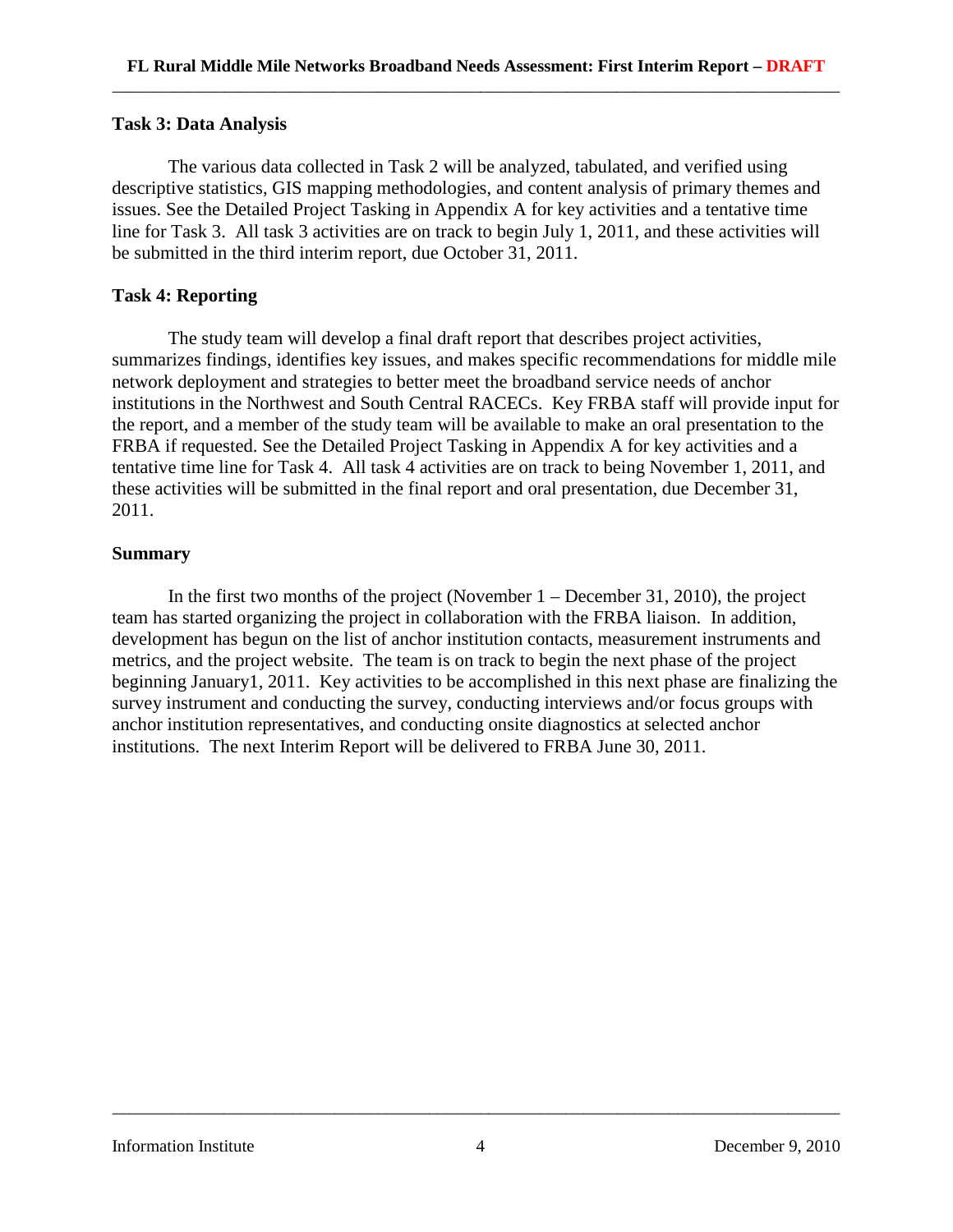### Task 3: Data Analysis

The various data collected in Task 2 will be analyzed, tabulated, and verified using descriptive statistics, GIS mapping methodologies, and content analysis of primary themes and issues. See the Detailed Project Tasking in Appendix A for key activities and a tentative time line for Task 3. All task 3 activities are on track to begin July 1, 2011, and these activities will be submitted in the third interim report, due October 31, 2011.

### Task 4: Reporting

The study team will develop a final draft report that describes project activities, summarizes findings, identifies key issues, and makes specific recommendations for middle mile network deployment and strategies to better meet the broadband service needs of anchor institutions in the Northwest and South Central RACECs. Key FRBA staff will provide input for the report, and a member of the study team will be available to make an oral presentation to the FRBA if requested. See the Detailed Project Tasking in Appendix A for key activities and a tentative time line for Task 4. All task 4 activities are on track to being November 1, 2011, and these activities will be submitted in the final report and oral presentation, due December 31, 2011.

### Summary

In the first two months of the project (November 1 – December 31, 2010), the project team has started organizing the project in collaboration with the FRBA liaison. In addition, development has begun on the list of anchor institution contacts, measurement instruments and metrics, and the project website. The team is on track to begin the next phase of the project beginning January1, 2011. Key activities to be accomplished in this next phase are finalizing the survey instrument and conducting the survey, conducting interviews and/or focus groups with anchor institution representatives, and conducting onsite diagnostics at selected anchor institutions. The next Interim Report will be delivered to FRBA June 30, 2011.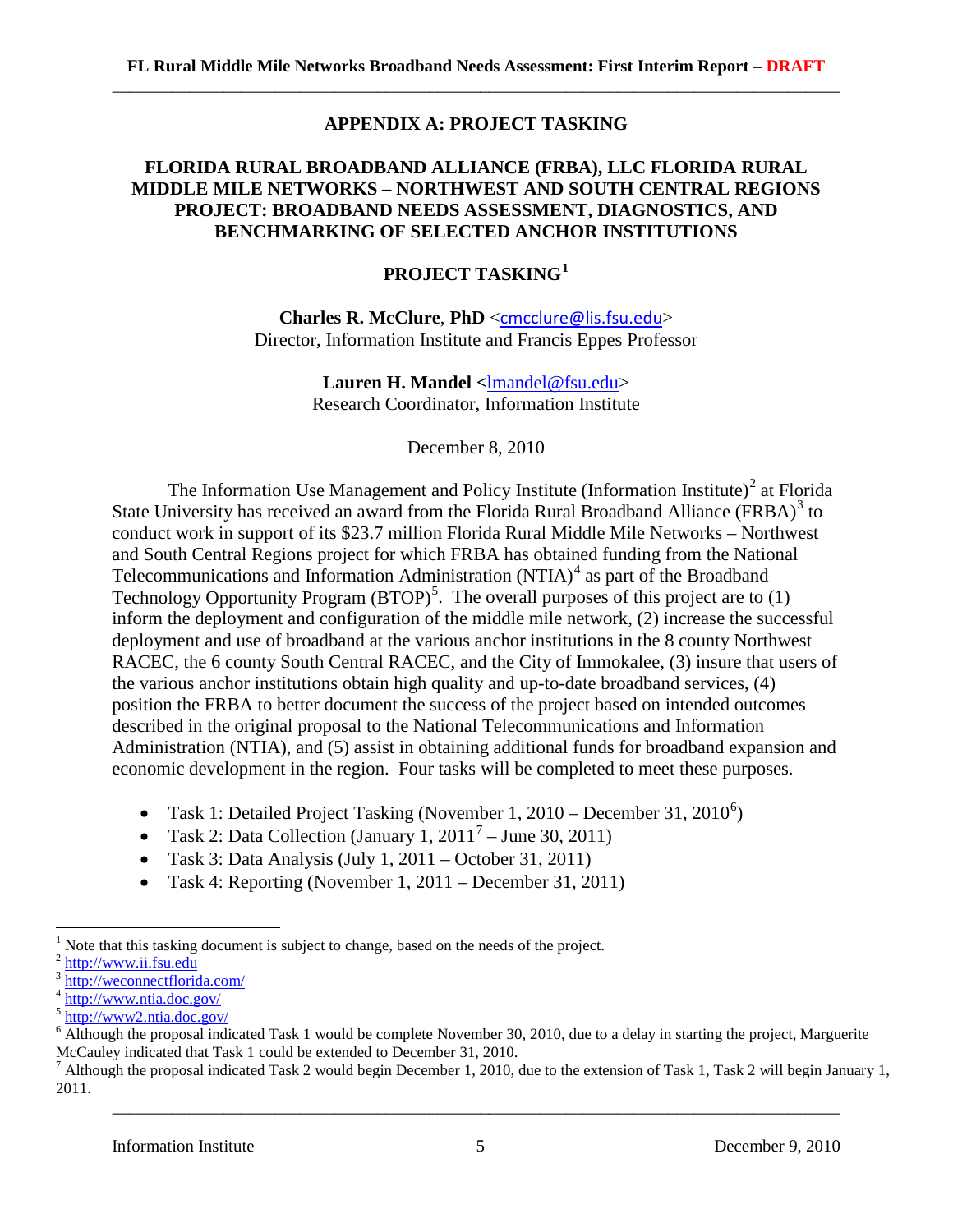# APPENDIX A: PROJECT TASKING

## FLORIDA RURAL BROADBAND ALLIANCE (FRBA), LLC FLORIDA RURAL MIDDLE MILE NETWORKS – NORTHWEST AND SOUTH CENTRAL REGIONS PROJECT: BROADBAND NEEDS ASSESSMENT, DIAGNOSTICS, AND BENCHMARKING OF SELECTED ANCHOR INSTITUTIONS

## PROJECT TASKING[1]

**Charles R. McClure**, **PhD** <cmcclure@lis.fsu.edu>
Director, Information Institute and Francis Eppes Professor

**Lauren H. Mandel** <lmandel@fsu.edu>
Research Coordinator, Information Institute

December 8, 2010

The Information Use Management and Policy Institute (Information Institute)[2] at Florida State University has received an award from the Florida Rural Broadband Alliance (FRBA)[3] to conduct work in support of its $23.7 million Florida Rural Middle Mile Networks – Northwest and South Central Regions project for which FRBA has obtained funding from the National Telecommunications and Information Administration (NTIA)[4] as part of the Broadband Technology Opportunity Program (BTOP)[5]. The overall purposes of this project are to (1) inform the deployment and configuration of the middle mile network, (2) increase the successful deployment and use of broadband at the various anchor institutions in the 8 county Northwest RACEC, the 6 county South Central RACEC, and the City of Immokalee, (3) insure that users of the various anchor institutions obtain high quality and up-to-date broadband services, (4) position the FRBA to better document the success of the project based on intended outcomes described in the original proposal to the National Telecommunications and Information Administration (NTIA), and (5) assist in obtaining additional funds for broadband expansion and economic development in the region. Four tasks will be completed to meet these purposes.

- Task 1: Detailed Project Tasking (November 1, 2010 – December 31, 2010[6])
- Task 2: Data Collection (January 1, 2011[7] – June 30, 2011)
- Task 3: Data Analysis (July 1, 2011 – October 31, 2011)
- Task 4: Reporting (November 1, 2011 – December 31, 2011)

---

[1] Note that this tasking document is subject to change, based on the needs of the project.
[2] http://www.ii.fsu.edu
[3] http://weconnectflorida.com/
[4] http://www.ntia.doc.gov/
[5] http://www2.ntia.doc.gov/
[6] Although the proposal indicated Task 1 would be complete November 30, 2010, due to a delay in starting the project, Marguerite McCauley indicated that Task 1 could be extended to December 31, 2010.
[7] Although the proposal indicated Task 2 would begin December 1, 2010, due to the extension of Task 1, Task 2 will begin January 1, 2011.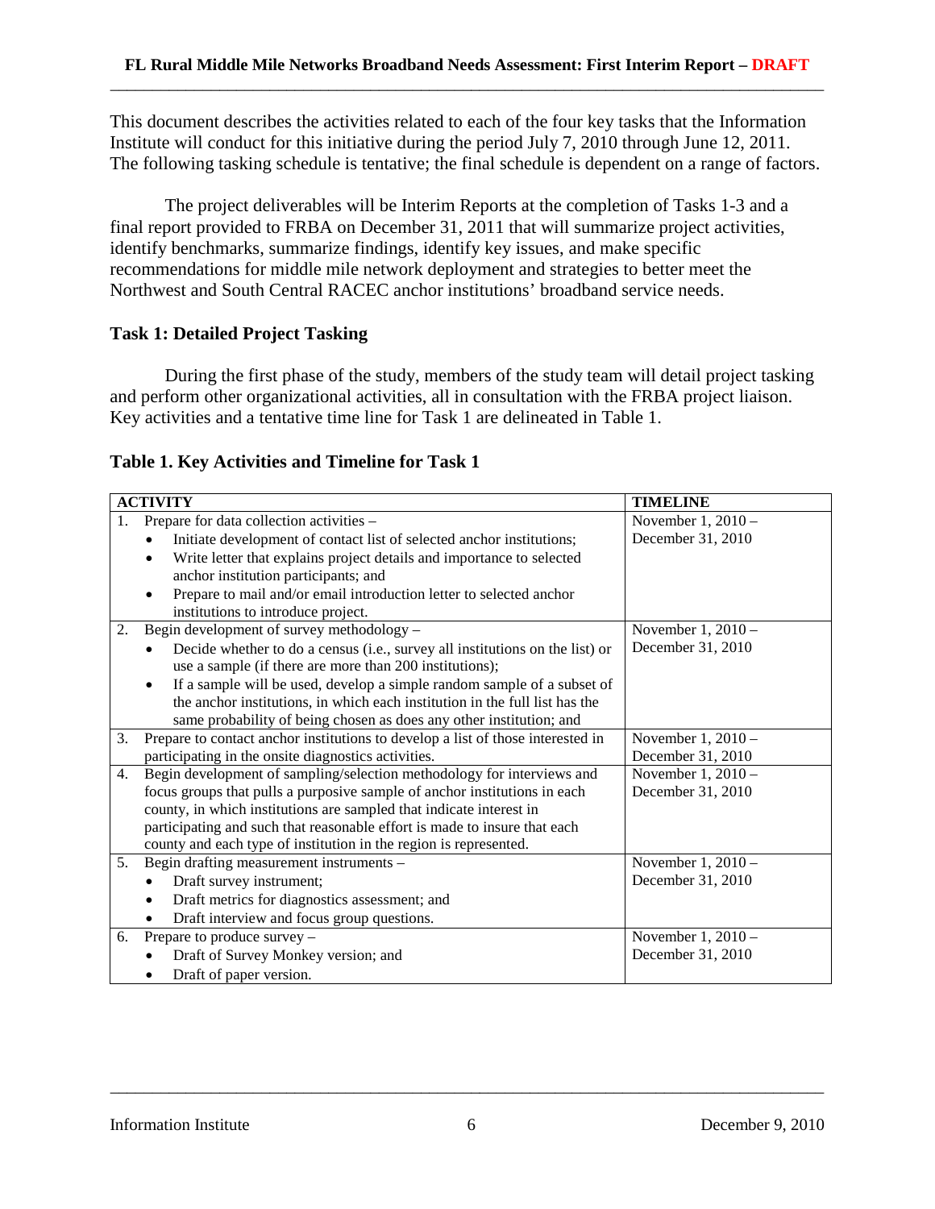This document describes the activities related to each of the four key tasks that the Information Institute will conduct for this initiative during the period July 7, 2010 through June 12, 2011. The following tasking schedule is tentative; the final schedule is dependent on a range of factors.

The project deliverables will be Interim Reports at the completion of Tasks 1-3 and a final report provided to FRBA on December 31, 2011 that will summarize project activities, identify benchmarks, summarize findings, identify key issues, and make specific recommendations for middle mile network deployment and strategies to better meet the Northwest and South Central RACEC anchor institutions' broadband service needs.

### Task 1: Detailed Project Tasking

During the first phase of the study, members of the study team will detail project tasking and perform other organizational activities, all in consultation with the FRBA project liaison. Key activities and a tentative time line for Task 1 are delineated in Table 1.

**Table 1. Key Activities and Timeline for Task 1**

| ACTIVITY | TIMELINE |
|---|---|
| 1. Prepare for data collection activities – <br>• Initiate development of contact list of selected anchor institutions; <br>• Write letter that explains project details and importance to selected anchor institution participants; and <br>• Prepare to mail and/or email introduction letter to selected anchor institutions to introduce project. | November 1, 2010 – December 31, 2010 |
| 2. Begin development of survey methodology – <br>• Decide whether to do a census (i.e., survey all institutions on the list) or use a sample (if there are more than 200 institutions); <br>• If a sample will be used, develop a simple random sample of a subset of the anchor institutions, in which each institution in the full list has the same probability of being chosen as does any other institution; and | November 1, 2010 – December 31, 2010 |
| 3. Prepare to contact anchor institutions to develop a list of those interested in participating in the onsite diagnostics activities. | November 1, 2010 – December 31, 2010 |
| 4. Begin development of sampling/selection methodology for interviews and focus groups that pulls a purposive sample of anchor institutions in each county, in which institutions are sampled that indicate interest in participating and such that reasonable effort is made to insure that each county and each type of institution in the region is represented. | November 1, 2010 – December 31, 2010 |
| 5. Begin drafting measurement instruments – <br>• Draft survey instrument; <br>• Draft metrics for diagnostics assessment; and <br>• Draft interview and focus group questions. | November 1, 2010 – December 31, 2010 |
| 6. Prepare to produce survey – <br>• Draft of Survey Monkey version; and <br>• Draft of paper version. | November 1, 2010 – December 31, 2010 |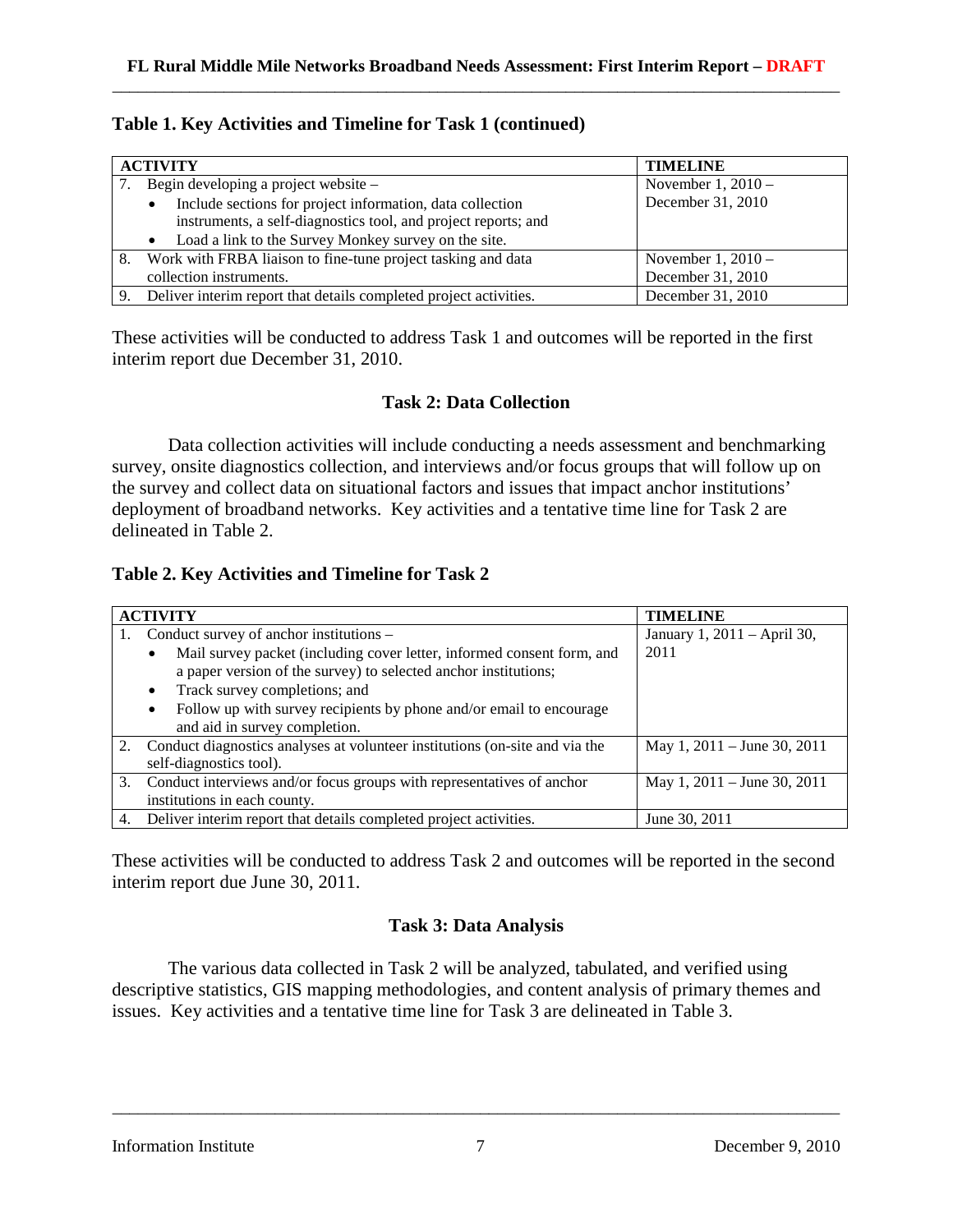**Table 1. Key Activities and Timeline for Task 1 (continued)**

| ACTIVITY | TIMELINE |
|---|---|
| 7. Begin developing a project website – <br>• Include sections for project information, data collection instruments, a self-diagnostics tool, and project reports; and <br>• Load a link to the Survey Monkey survey on the site. | November 1, 2010 – December 31, 2010 |
| 8. Work with FRBA liaison to fine-tune project tasking and data collection instruments. | November 1, 2010 – December 31, 2010 |
| 9. Deliver interim report that details completed project activities. | December 31, 2010 |

These activities will be conducted to address Task 1 and outcomes will be reported in the first interim report due December 31, 2010.

### Task 2: Data Collection

Data collection activities will include conducting a needs assessment and benchmarking survey, onsite diagnostics collection, and interviews and/or focus groups that will follow up on the survey and collect data on situational factors and issues that impact anchor institutions' deployment of broadband networks. Key activities and a tentative time line for Task 2 are delineated in Table 2.

**Table 2. Key Activities and Timeline for Task 2**

| ACTIVITY | TIMELINE |
|---|---|
| 1. Conduct survey of anchor institutions – <br>• Mail survey packet (including cover letter, informed consent form, and a paper version of the survey) to selected anchor institutions; <br>• Track survey completions; and <br>• Follow up with survey recipients by phone and/or email to encourage and aid in survey completion. | January 1, 2011 – April 30, 2011 |
| 2. Conduct diagnostics analyses at volunteer institutions (on-site and via the self-diagnostics tool). | May 1, 2011 – June 30, 2011 |
| 3. Conduct interviews and/or focus groups with representatives of anchor institutions in each county. | May 1, 2011 – June 30, 2011 |
| 4. Deliver interim report that details completed project activities. | June 30, 2011 |

These activities will be conducted to address Task 2 and outcomes will be reported in the second interim report due June 30, 2011.

### Task 3: Data Analysis

The various data collected in Task 2 will be analyzed, tabulated, and verified using descriptive statistics, GIS mapping methodologies, and content analysis of primary themes and issues. Key activities and a tentative time line for Task 3 are delineated in Table 3.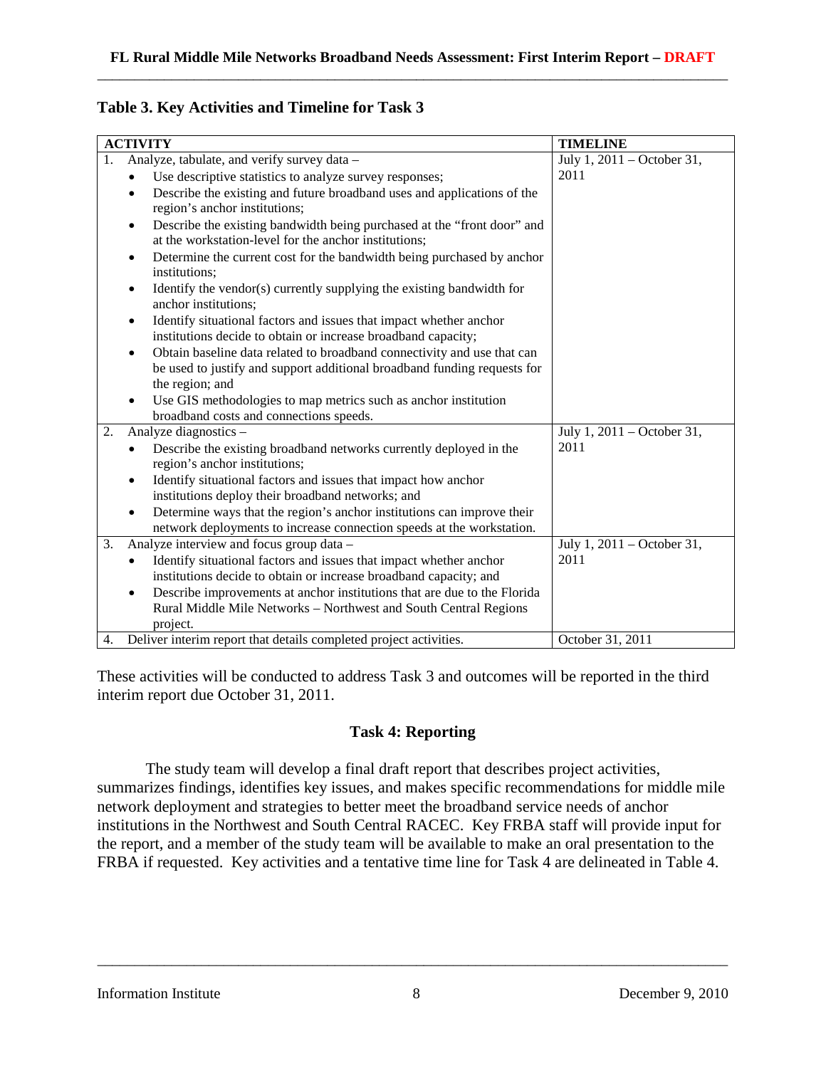**Table 3. Key Activities and Timeline for Task 3**

| ACTIVITY | TIMELINE |
|---|---|
| 1. Analyze, tabulate, and verify survey data – <br>• Use descriptive statistics to analyze survey responses; <br>• Describe the existing and future broadband uses and applications of the region's anchor institutions; <br>• Describe the existing bandwidth being purchased at the "front door" and at the workstation-level for the anchor institutions; <br>• Determine the current cost for the bandwidth being purchased by anchor institutions; <br>• Identify the vendor(s) currently supplying the existing bandwidth for anchor institutions; <br>• Identify situational factors and issues that impact whether anchor institutions decide to obtain or increase broadband capacity; <br>• Obtain baseline data related to broadband connectivity and use that can be used to justify and support additional broadband funding requests for the region; and <br>• Use GIS methodologies to map metrics such as anchor institution broadband costs and connections speeds. | July 1, 2011 – October 31, 2011 |
| 2. Analyze diagnostics – <br>• Describe the existing broadband networks currently deployed in the region's anchor institutions; <br>• Identify situational factors and issues that impact how anchor institutions deploy their broadband networks; and <br>• Determine ways that the region's anchor institutions can improve their network deployments to increase connection speeds at the workstation. | July 1, 2011 – October 31, 2011 |
| 3. Analyze interview and focus group data – <br>• Identify situational factors and issues that impact whether anchor institutions decide to obtain or increase broadband capacity; and <br>• Describe improvements at anchor institutions that are due to the Florida Rural Middle Mile Networks – Northwest and South Central Regions project. | July 1, 2011 – October 31, 2011 |
| 4. Deliver interim report that details completed project activities. | October 31, 2011 |

These activities will be conducted to address Task 3 and outcomes will be reported in the third interim report due October 31, 2011.

## Task 4: Reporting

The study team will develop a final draft report that describes project activities, summarizes findings, identifies key issues, and makes specific recommendations for middle mile network deployment and strategies to better meet the broadband service needs of anchor institutions in the Northwest and South Central RACEC. Key FRBA staff will provide input for the report, and a member of the study team will be available to make an oral presentation to the FRBA if requested. Key activities and a tentative time line for Task 4 are delineated in Table 4.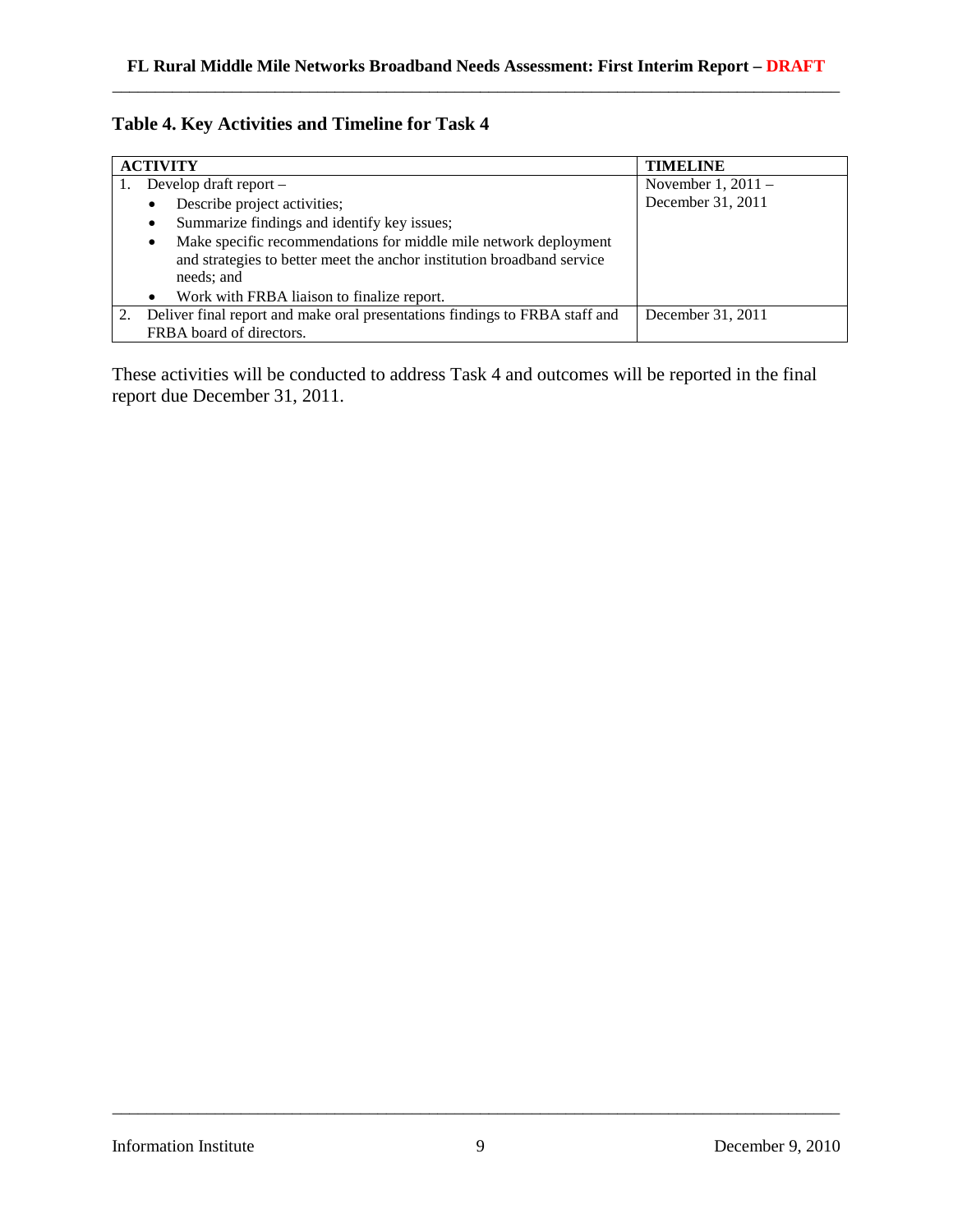**Table 4. Key Activities and Timeline for Task 4**

| ACTIVITY | TIMELINE |
|---|---|
| 1. Develop draft report – <br>• Describe project activities; <br>• Summarize findings and identify key issues; <br>• Make specific recommendations for middle mile network deployment and strategies to better meet the anchor institution broadband service needs; and <br>• Work with FRBA liaison to finalize report. | November 1, 2011 – December 31, 2011 |
| 2. Deliver final report and make oral presentations findings to FRBA staff and FRBA board of directors. | December 31, 2011 |

These activities will be conducted to address Task 4 and outcomes will be reported in the final report due December 31, 2011.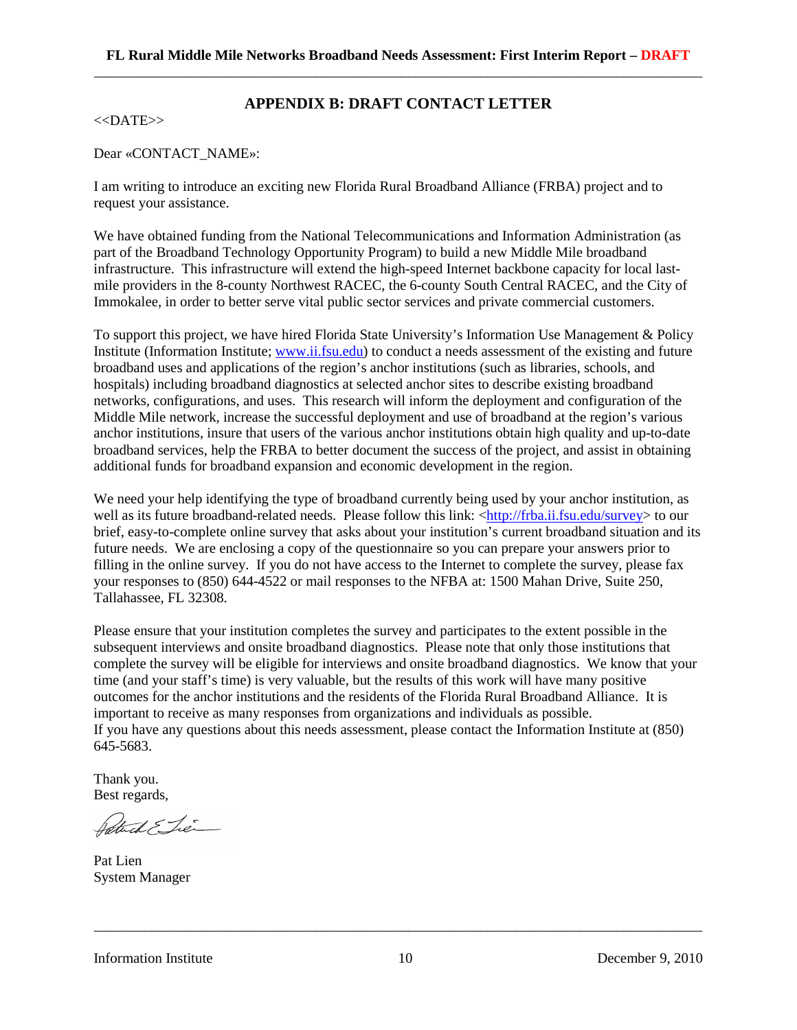## APPENDIX B: DRAFT CONTACT LETTER

<<DATE>>

Dear «CONTACT_NAME»:

I am writing to introduce an exciting new Florida Rural Broadband Alliance (FRBA) project and to request your assistance.

We have obtained funding from the National Telecommunications and Information Administration (as part of the Broadband Technology Opportunity Program) to build a new Middle Mile broadband infrastructure. This infrastructure will extend the high-speed Internet backbone capacity for local last-mile providers in the 8-county Northwest RACEC, the 6-county South Central RACEC, and the City of Immokalee, in order to better serve vital public sector services and private commercial customers.

To support this project, we have hired Florida State University's Information Use Management & Policy Institute (Information Institute; www.ii.fsu.edu) to conduct a needs assessment of the existing and future broadband uses and applications of the region's anchor institutions (such as libraries, schools, and hospitals) including broadband diagnostics at selected anchor sites to describe existing broadband networks, configurations, and uses. This research will inform the deployment and configuration of the Middle Mile network, increase the successful deployment and use of broadband at the region's various anchor institutions, insure that users of the various anchor institutions obtain high quality and up-to-date broadband services, help the FRBA to better document the success of the project, and assist in obtaining additional funds for broadband expansion and economic development in the region.

We need your help identifying the type of broadband currently being used by your anchor institution, as well as its future broadband-related needs. Please follow this link: <http://frba.ii.fsu.edu/survey> to our brief, easy-to-complete online survey that asks about your institution's current broadband situation and its future needs. We are enclosing a copy of the questionnaire so you can prepare your answers prior to filling in the online survey. If you do not have access to the Internet to complete the survey, please fax your responses to (850) 644-4522 or mail responses to the NFBA at: 1500 Mahan Drive, Suite 250, Tallahassee, FL 32308.

Please ensure that your institution completes the survey and participates to the extent possible in the subsequent interviews and onsite broadband diagnostics. Please note that only those institutions that complete the survey will be eligible for interviews and onsite broadband diagnostics. We know that your time (and your staff's time) is very valuable, but the results of this work will have many positive outcomes for the anchor institutions and the residents of the Florida Rural Broadband Alliance. It is important to receive as many responses from organizations and individuals as possible.

If you have any questions about this needs assessment, please contact the Information Institute at (850) 645-5683.

Thank you.
Best regards,

Pat Lien
System Manager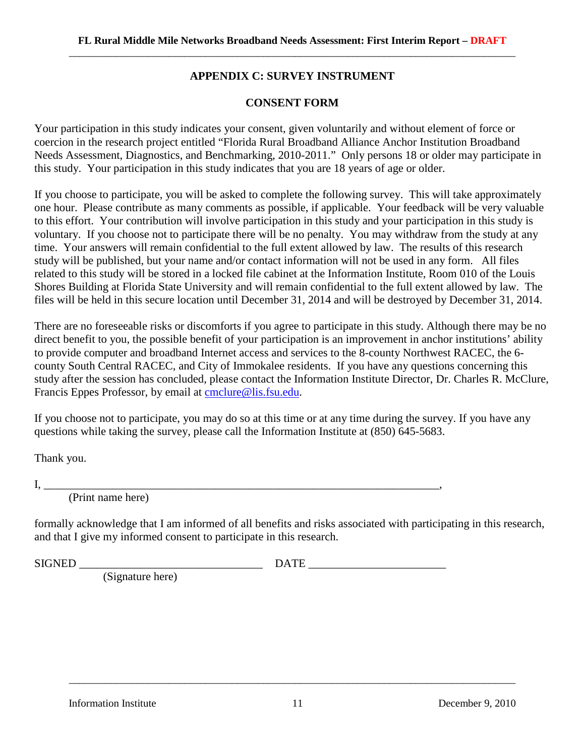## APPENDIX C: SURVEY INSTRUMENT

### CONSENT FORM

Your participation in this study indicates your consent, given voluntarily and without element of force or coercion in the research project entitled "Florida Rural Broadband Alliance Anchor Institution Broadband Needs Assessment, Diagnostics, and Benchmarking, 2010-2011." Only persons 18 or older may participate in this study. Your participation in this study indicates that you are 18 years of age or older.

If you choose to participate, you will be asked to complete the following survey. This will take approximately one hour. Please contribute as many comments as possible, if applicable. Your feedback will be very valuable to this effort. Your contribution will involve participation in this study and your participation in this study is voluntary. If you choose not to participate there will be no penalty. You may withdraw from the study at any time. Your answers will remain confidential to the full extent allowed by law. The results of this research study will be published, but your name and/or contact information will not be used in any form. All files related to this study will be stored in a locked file cabinet at the Information Institute, Room 010 of the Louis Shores Building at Florida State University and will remain confidential to the full extent allowed by law. The files will be held in this secure location until December 31, 2014 and will be destroyed by December 31, 2014.

There are no foreseeable risks or discomforts if you agree to participate in this study. Although there may be no direct benefit to you, the possible benefit of your participation is an improvement in anchor institutions' ability to provide computer and broadband Internet access and services to the 8-county Northwest RACEC, the 6-county South Central RACEC, and City of Immokalee residents. If you have any questions concerning this study after the session has concluded, please contact the Information Institute Director, Dr. Charles R. McClure, Francis Eppes Professor, by email at cmclure@lis.fsu.edu.

If you choose not to participate, you may do so at this time or at any time during the survey. If you have any questions while taking the survey, please call the Information Institute at (850) 645-5683.

Thank you.

I, ______________________________________________________________________,
(Print name here)

formally acknowledge that I am informed of all benefits and risks associated with participating in this research, and that I give my informed consent to participate in this research.

SIGNED ________________________________ DATE _______________________
(Signature here)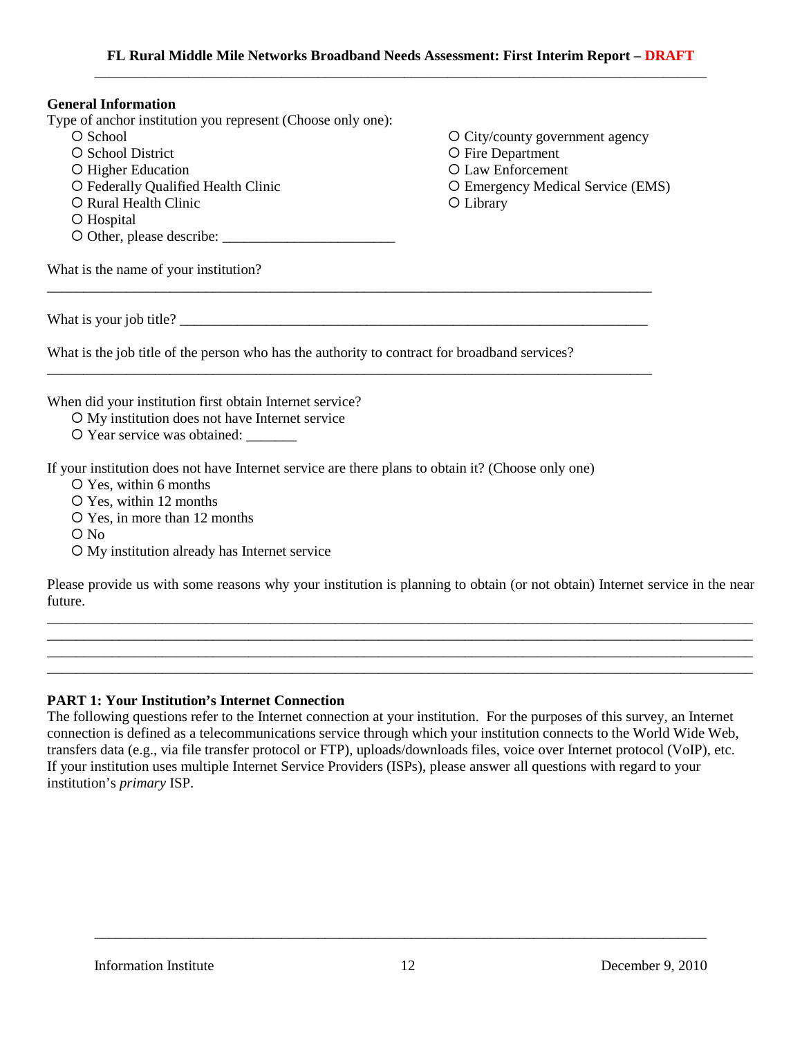**General Information**

Type of anchor institution you represent (Choose only one):

- ○ School
- ○ School District
- ○ Higher Education
- ○ Federally Qualified Health Clinic
- ○ Rural Health Clinic
- ○ Hospital
- ○ Other, please describe: ________________________
- ○ City/county government agency
- ○ Fire Department
- ○ Law Enforcement
- ○ Emergency Medical Service (EMS)
- ○ Library

What is the name of your institution?

_______________________________________________________________________________________

What is your job title? ____________________________________________________________________

What is the job title of the person who has the authority to contract for broadband services?

_______________________________________________________________________________________

When did your institution first obtain Internet service?

- ○ My institution does not have Internet service
- ○ Year service was obtained: _______

If your institution does not have Internet service are there plans to obtain it? (Choose only one)

- ○ Yes, within 6 months
- ○ Yes, within 12 months
- ○ Yes, in more than 12 months
- ○ No
- ○ My institution already has Internet service

Please provide us with some reasons why your institution is planning to obtain (or not obtain) Internet service in the near future.

_______________________________________________________________________________________
_______________________________________________________________________________________
_______________________________________________________________________________________
_______________________________________________________________________________________

**PART 1: Your Institution's Internet Connection**

The following questions refer to the Internet connection at your institution. For the purposes of this survey, an Internet connection is defined as a telecommunications service through which your institution connects to the World Wide Web, transfers data (e.g., via file transfer protocol or FTP), uploads/downloads files, voice over Internet protocol (VoIP), etc. If your institution uses multiple Internet Service Providers (ISPs), please answer all questions with regard to your institution's *primary* ISP.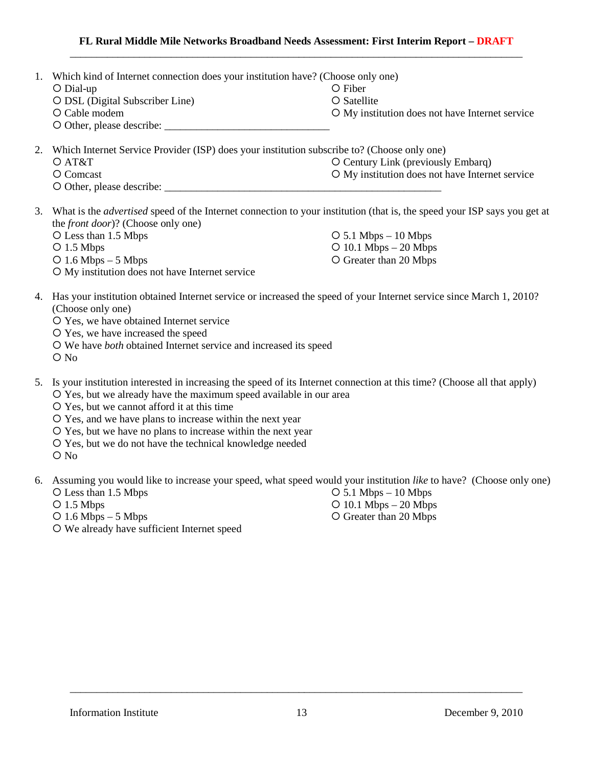1. Which kind of Internet connection does your institution have? (Choose only one)
   - ○ Dial-up
   - ○ DSL (Digital Subscriber Line)
   - ○ Cable modem
   - ○ Other, please describe: ______________________________
   - ○ Fiber
   - ○ Satellite
   - ○ My institution does not have Internet service

2. Which Internet Service Provider (ISP) does your institution subscribe to? (Choose only one)
   - ○ AT&T
   - ○ Comcast
   - ○ Other, please describe: ______________________________________________________
   - ○ Century Link (previously Embarq)
   - ○ My institution does not have Internet service

3. What is the *advertised* speed of the Internet connection to your institution (that is, the speed your ISP says you get at the *front door*)? (Choose only one)
   - ○ Less than 1.5 Mbps
   - ○ 1.5 Mbps
   - ○ 1.6 Mbps – 5 Mbps
   - ○ My institution does not have Internet service
   - ○ 5.1 Mbps – 10 Mbps
   - ○ 10.1 Mbps – 20 Mbps
   - ○ Greater than 20 Mbps

4. Has your institution obtained Internet service or increased the speed of your Internet service since March 1, 2010? (Choose only one)
   - ○ Yes, we have obtained Internet service
   - ○ Yes, we have increased the speed
   - ○ We have *both* obtained Internet service and increased its speed
   - ○ No

5. Is your institution interested in increasing the speed of its Internet connection at this time? (Choose all that apply)
   - ○ Yes, but we already have the maximum speed available in our area
   - ○ Yes, but we cannot afford it at this time
   - ○ Yes, and we have plans to increase within the next year
   - ○ Yes, but we have no plans to increase within the next year
   - ○ Yes, but we do not have the technical knowledge needed
   - ○ No

6. Assuming you would like to increase your speed, what speed would your institution *like* to have? (Choose only one)
   - ○ Less than 1.5 Mbps
   - ○ 1.5 Mbps
   - ○ 1.6 Mbps – 5 Mbps
   - ○ We already have sufficient Internet speed
   - ○ 5.1 Mbps – 10 Mbps
   - ○ 10.1 Mbps – 20 Mbps
   - ○ Greater than 20 Mbps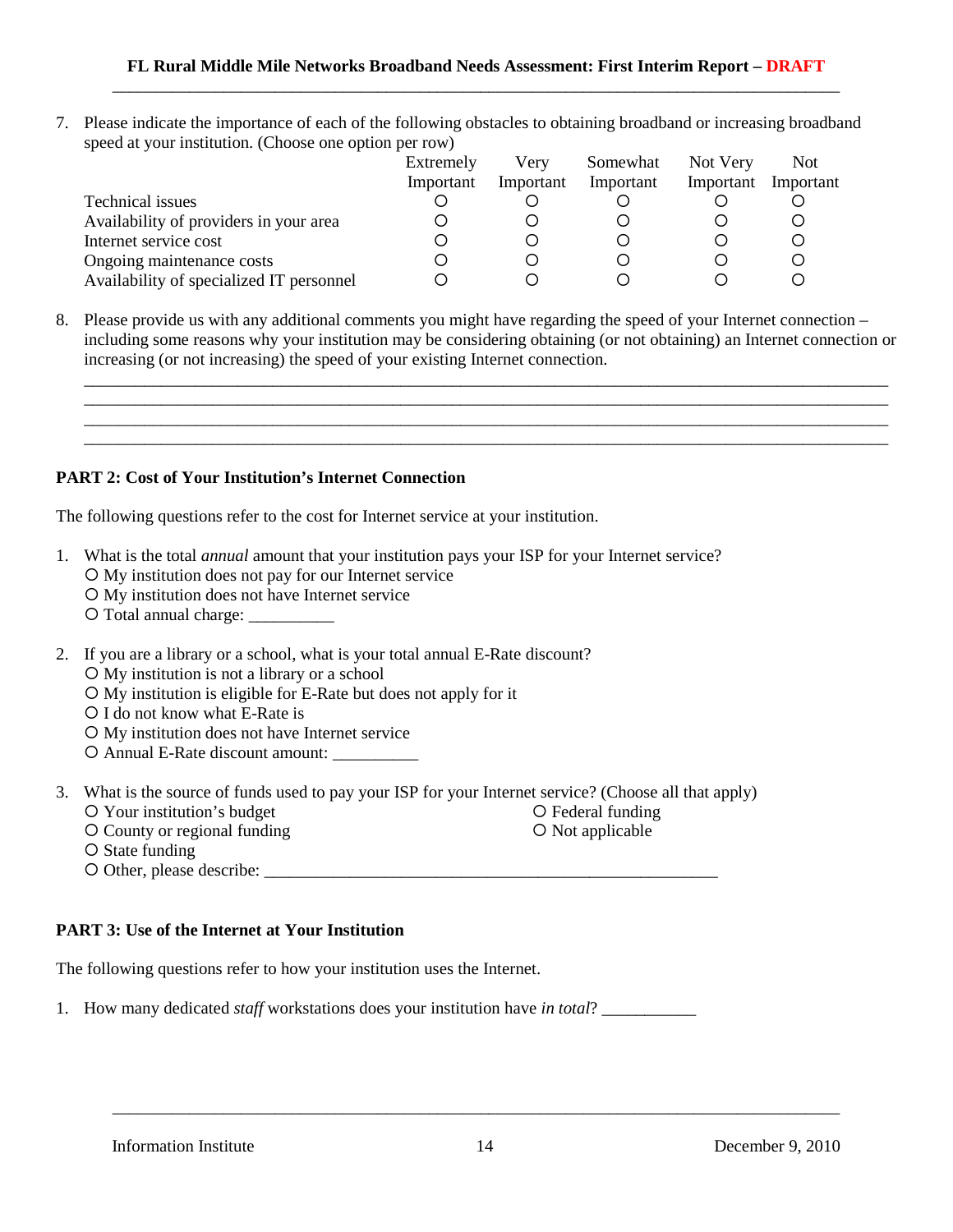7. Please indicate the importance of each of the following obstacles to obtaining broadband or increasing broadband speed at your institution. (Choose one option per row)

| | Extremely Important | Very Important | Somewhat Important | Not Very Important | Not Important |
|---|---|---|---|---|---|
| Technical issues | ○ | ○ | ○ | ○ | ○ |
| Availability of providers in your area | ○ | ○ | ○ | ○ | ○ |
| Internet service cost | ○ | ○ | ○ | ○ | ○ |
| Ongoing maintenance costs | ○ | ○ | ○ | ○ | ○ |
| Availability of specialized IT personnel | ○ | ○ | ○ | ○ | ○ |

8. Please provide us with any additional comments you might have regarding the speed of your Internet connection – including some reasons why your institution may be considering obtaining (or not obtaining) an Internet connection or increasing (or not increasing) the speed of your existing Internet connection.

_______________________________________________________________________________
_______________________________________________________________________________
_______________________________________________________________________________
_______________________________________________________________________________

**PART 2: Cost of Your Institution's Internet Connection**

The following questions refer to the cost for Internet service at your institution.

1. What is the total *annual* amount that your institution pays your ISP for your Internet service?
   - ○ My institution does not pay for our Internet service
   - ○ My institution does not have Internet service
   - ○ Total annual charge: __________

2. If you are a library or a school, what is your total annual E-Rate discount?
   - ○ My institution is not a library or a school
   - ○ My institution is eligible for E-Rate but does not apply for it
   - ○ I do not know what E-Rate is
   - ○ My institution does not have Internet service
   - ○ Annual E-Rate discount amount: __________

3. What is the source of funds used to pay your ISP for your Internet service? (Choose all that apply)
   - ○ Your institution's budget
   - ○ County or regional funding
   - ○ State funding
   - ○ Federal funding
   - ○ Not applicable
   - ○ Other, please describe: _______________________________________________________

**PART 3: Use of the Internet at Your Institution**

The following questions refer to how your institution uses the Internet.

1. How many dedicated *staff* workstations does your institution have *in total*? ___________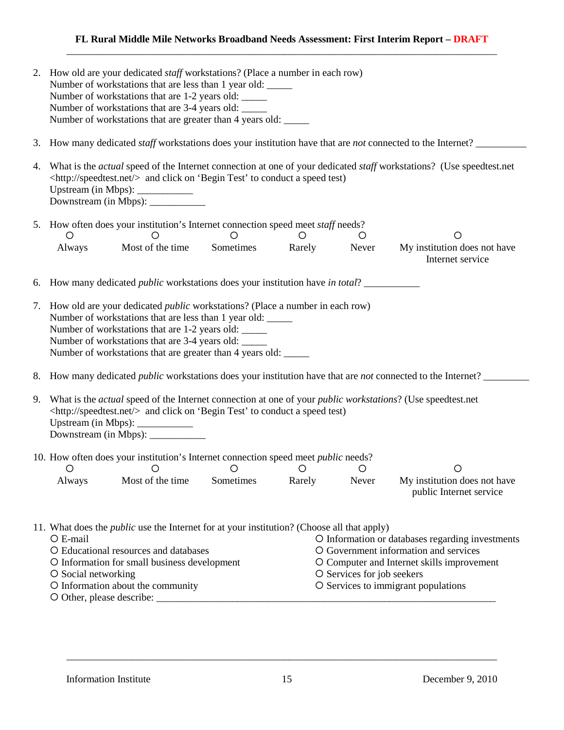2. How old are your dedicated *staff* workstations? (Place a number in each row)
   Number of workstations that are less than 1 year old: _____
   Number of workstations that are 1-2 years old: _____
   Number of workstations that are 3-4 years old: _____
   Number of workstations that are greater than 4 years old: _____

3. How many dedicated *staff* workstations does your institution have that are *not* connected to the Internet? __________

4. What is the *actual* speed of the Internet connection at one of your dedicated *staff* workstations? (Use speedtest.net <http://speedtest.net/> and click on 'Begin Test' to conduct a speed test)
   Upstream (in Mbps): ___________
   Downstream (in Mbps): ___________

5. How often does your institution's Internet connection speed meet *staff* needs?
   ○ Always ○ Most of the time ○ Sometimes ○ Rarely ○ Never ○ My institution does not have Internet service

6. How many dedicated *public* workstations does your institution have *in total*? ___________

7. How old are your dedicated *public* workstations? (Place a number in each row)
   Number of workstations that are less than 1 year old: _____
   Number of workstations that are 1-2 years old: _____
   Number of workstations that are 3-4 years old: _____
   Number of workstations that are greater than 4 years old: _____

8. How many dedicated *public* workstations does your institution have that are *not* connected to the Internet? _________

9. What is the *actual* speed of the Internet connection at one of your *public workstations*? (Use speedtest.net <http://speedtest.net/> and click on 'Begin Test' to conduct a speed test)
   Upstream (in Mbps): ___________
   Downstream (in Mbps): ___________

10. How often does your institution's Internet connection speed meet *public* needs?
    ○ Always ○ Most of the time ○ Sometimes ○ Rarely ○ Never ○ My institution does not have public Internet service

11. What does the *public* use the Internet for at your institution? (Choose all that apply)
    ○ E-mail
    ○ Educational resources and databases
    ○ Information for small business development
    ○ Social networking
    ○ Information about the community
    ○ Information or databases regarding investments
    ○ Government information and services
    ○ Computer and Internet skills improvement
    ○ Services for job seekers
    ○ Services to immigrant populations
    ○ Other, please describe: _______________________________________________________________________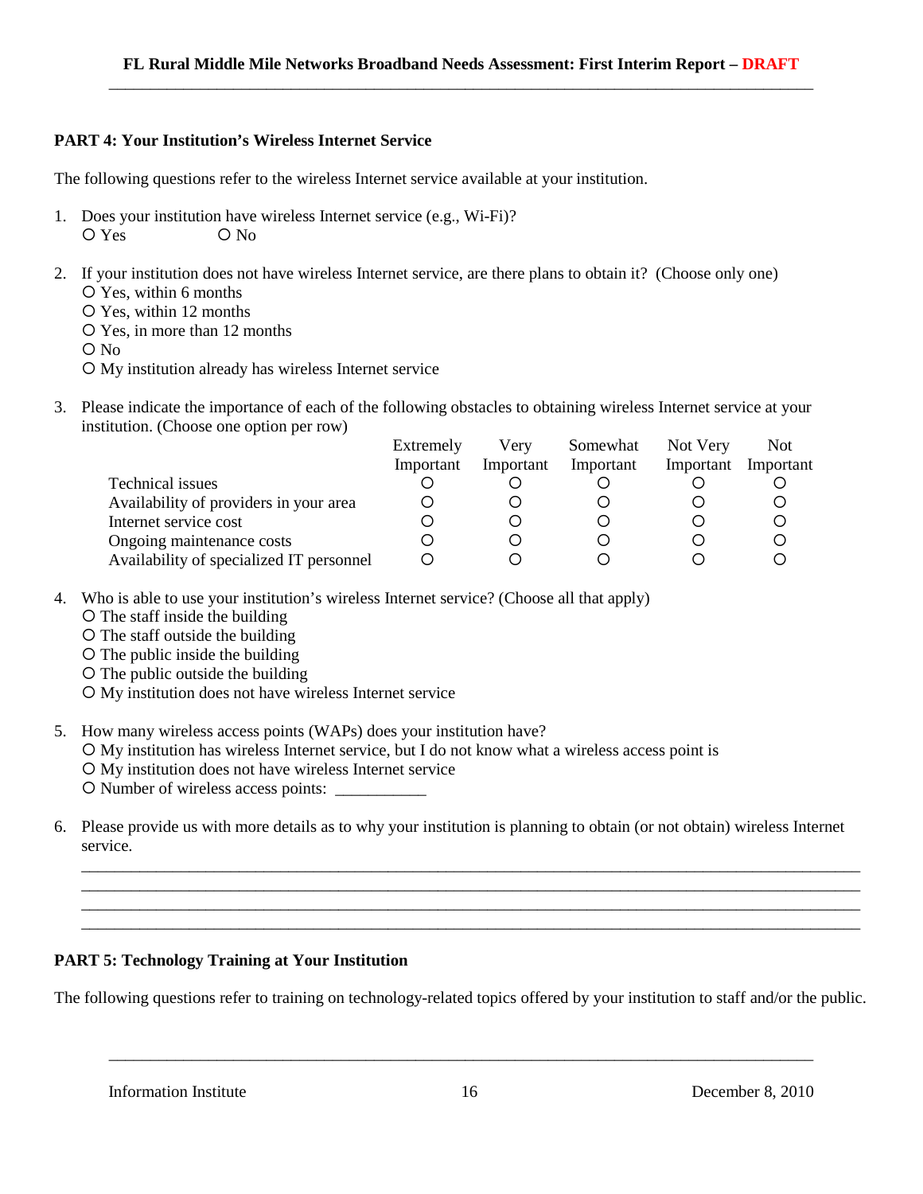**PART 4: Your Institution's Wireless Internet Service**

The following questions refer to the wireless Internet service available at your institution.

1. Does your institution have wireless Internet service (e.g., Wi-Fi)?
   - ○ Yes ○ No

2. If your institution does not have wireless Internet service, are there plans to obtain it? (Choose only one)
   - ○ Yes, within 6 months
   - ○ Yes, within 12 months
   - ○ Yes, in more than 12 months
   - ○ No
   - ○ My institution already has wireless Internet service

3. Please indicate the importance of each of the following obstacles to obtaining wireless Internet service at your institution. (Choose one option per row)

| | Extremely Important | Very Important | Somewhat Important | Not Very Important | Not Important |
|---|---|---|---|---|---|
| Technical issues | ○ | ○ | ○ | ○ | ○ |
| Availability of providers in your area | ○ | ○ | ○ | ○ | ○ |
| Internet service cost | ○ | ○ | ○ | ○ | ○ |
| Ongoing maintenance costs | ○ | ○ | ○ | ○ | ○ |
| Availability of specialized IT personnel | ○ | ○ | ○ | ○ | ○ |

4. Who is able to use your institution's wireless Internet service? (Choose all that apply)
   - ○ The staff inside the building
   - ○ The staff outside the building
   - ○ The public inside the building
   - ○ The public outside the building
   - ○ My institution does not have wireless Internet service

5. How many wireless access points (WAPs) does your institution have?
   - ○ My institution has wireless Internet service, but I do not know what a wireless access point is
   - ○ My institution does not have wireless Internet service
   - ○ Number of wireless access points: ___________

6. Please provide us with more details as to why your institution is planning to obtain (or not obtain) wireless Internet service.

   ______________________________________________________________________________
   ______________________________________________________________________________
   ______________________________________________________________________________
   ______________________________________________________________________________

**PART 5: Technology Training at Your Institution**

The following questions refer to training on technology-related topics offered by your institution to staff and/or the public.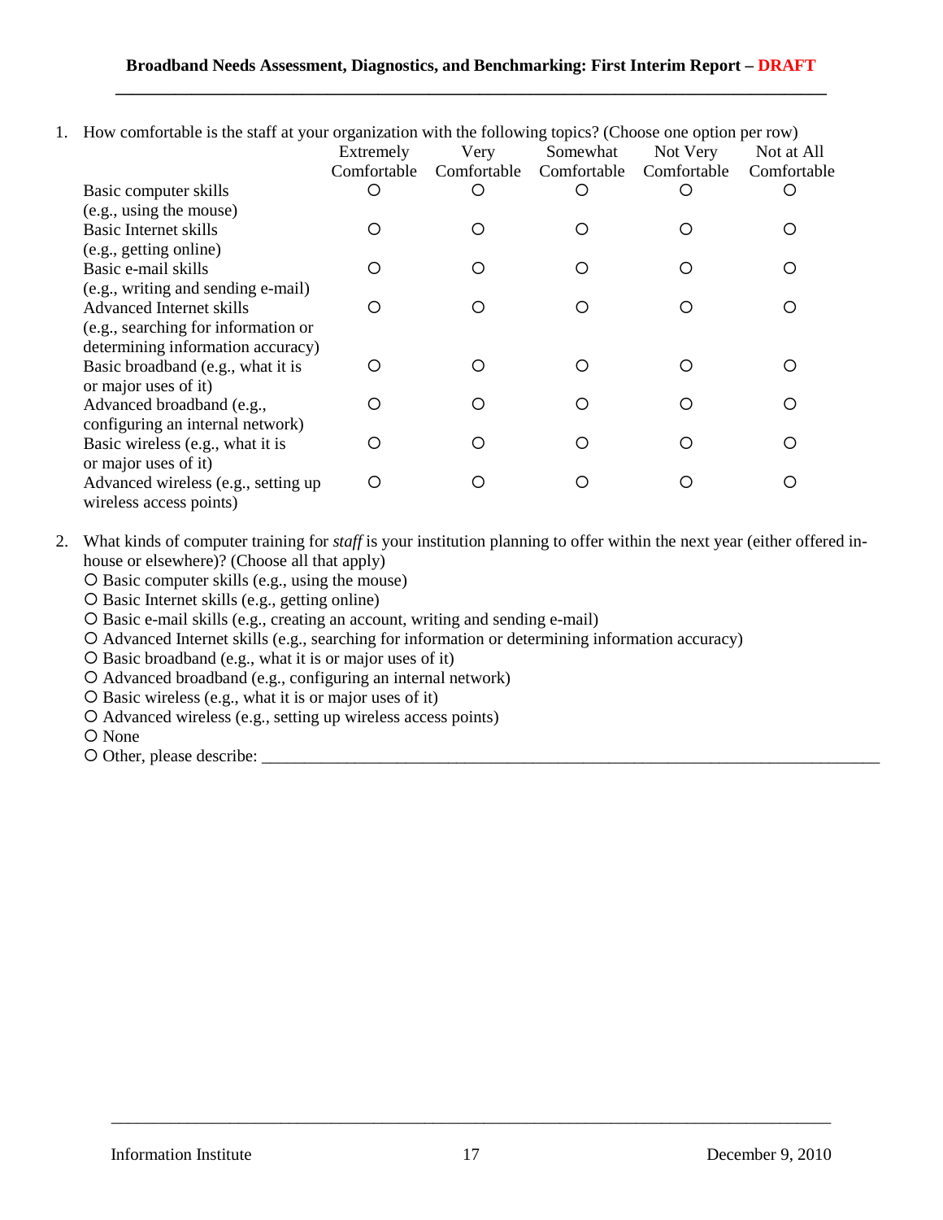1. How comfortable is the staff at your organization with the following topics? (Choose one option per row)

| | Extremely Comfortable | Very Comfortable | Somewhat Comfortable | Not Very Comfortable | Not at All Comfortable |
|---|---|---|---|---|---|
| Basic computer skills (e.g., using the mouse) | ○ | ○ | ○ | ○ | ○ |
| Basic Internet skills (e.g., getting online) | ○ | ○ | ○ | ○ | ○ |
| Basic e-mail skills (e.g., writing and sending e-mail) | ○ | ○ | ○ | ○ | ○ |
| Advanced Internet skills (e.g., searching for information or determining information accuracy) | ○ | ○ | ○ | ○ | ○ |
| Basic broadband (e.g., what it is or major uses of it) | ○ | ○ | ○ | ○ | ○ |
| Advanced broadband (e.g., configuring an internal network) | ○ | ○ | ○ | ○ | ○ |
| Basic wireless (e.g., what it is or major uses of it) | ○ | ○ | ○ | ○ | ○ |
| Advanced wireless (e.g., setting up wireless access points) | ○ | ○ | ○ | ○ | ○ |

2. What kinds of computer training for *staff* is your institution planning to offer within the next year (either offered in-house or elsewhere)? (Choose all that apply)
   - ○ Basic computer skills (e.g., using the mouse)
   - ○ Basic Internet skills (e.g., getting online)
   - ○ Basic e-mail skills (e.g., creating an account, writing and sending e-mail)
   - ○ Advanced Internet skills (e.g., searching for information or determining information accuracy)
   - ○ Basic broadband (e.g., what it is or major uses of it)
   - ○ Advanced broadband (e.g., configuring an internal network)
   - ○ Basic wireless (e.g., what it is or major uses of it)
   - ○ Advanced wireless (e.g., setting up wireless access points)
   - ○ None
   - ○ Other, please describe: ________________________________________________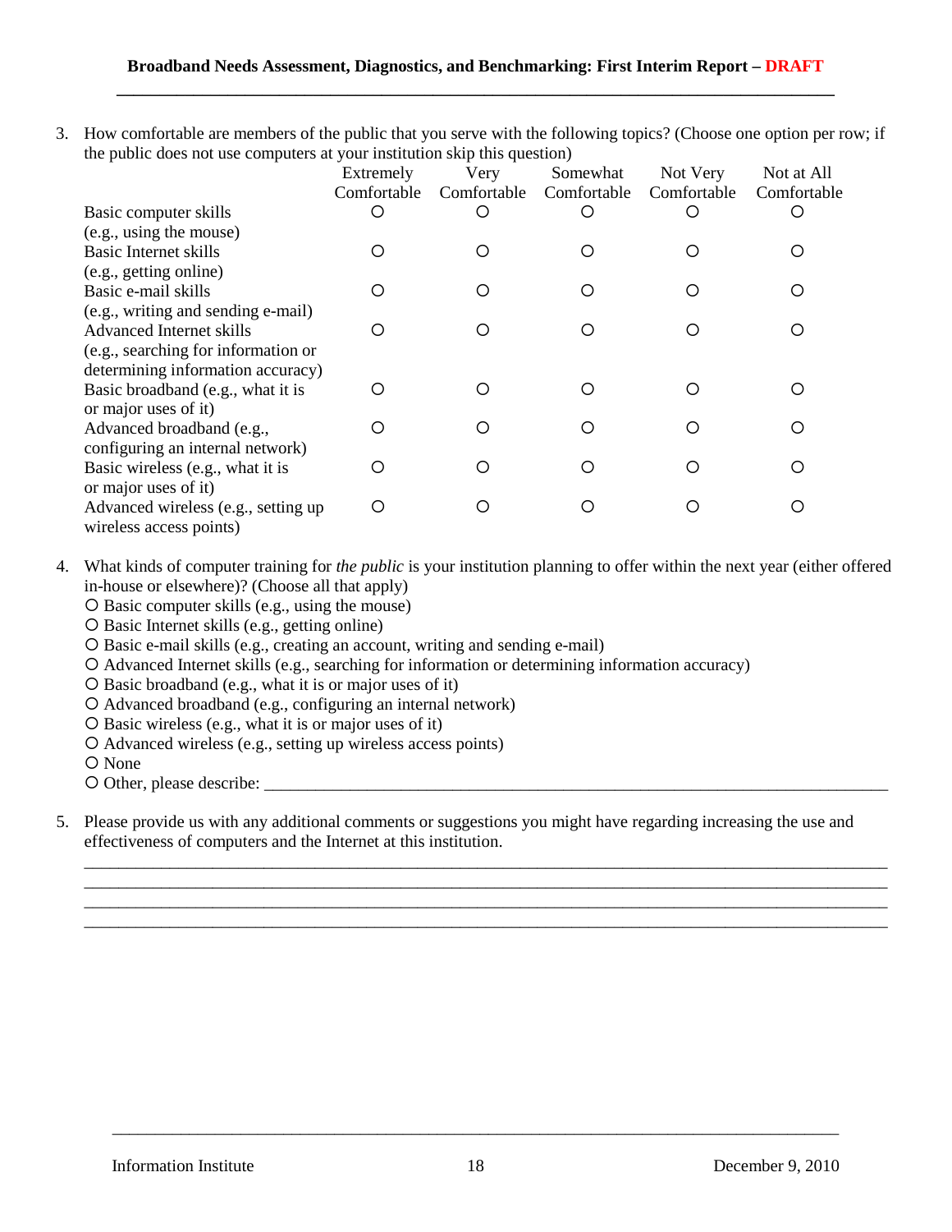3. How comfortable are members of the public that you serve with the following topics? (Choose one option per row; if the public does not use computers at your institution skip this question)

| | Extremely Comfortable | Very Comfortable | Somewhat Comfortable | Not Very Comfortable | Not at All Comfortable |
|---|---|---|---|---|---|
| Basic computer skills (e.g., using the mouse) | ○ | ○ | ○ | ○ | ○ |
| Basic Internet skills (e.g., getting online) | ○ | ○ | ○ | ○ | ○ |
| Basic e-mail skills (e.g., writing and sending e-mail) | ○ | ○ | ○ | ○ | ○ |
| Advanced Internet skills (e.g., searching for information or determining information accuracy) | ○ | ○ | ○ | ○ | ○ |
| Basic broadband (e.g., what it is or major uses of it) | ○ | ○ | ○ | ○ | ○ |
| Advanced broadband (e.g., configuring an internal network) | ○ | ○ | ○ | ○ | ○ |
| Basic wireless (e.g., what it is or major uses of it) | ○ | ○ | ○ | ○ | ○ |
| Advanced wireless (e.g., setting up wireless access points) | ○ | ○ | ○ | ○ | ○ |

4. What kinds of computer training for *the public* is your institution planning to offer within the next year (either offered in-house or elsewhere)? (Choose all that apply)
   - ○ Basic computer skills (e.g., using the mouse)
   - ○ Basic Internet skills (e.g., getting online)
   - ○ Basic e-mail skills (e.g., creating an account, writing and sending e-mail)
   - ○ Advanced Internet skills (e.g., searching for information or determining information accuracy)
   - ○ Basic broadband (e.g., what it is or major uses of it)
   - ○ Advanced broadband (e.g., configuring an internal network)
   - ○ Basic wireless (e.g., what it is or major uses of it)
   - ○ Advanced wireless (e.g., setting up wireless access points)
   - ○ None
   - ○ Other, please describe: ____________________________________________

5. Please provide us with any additional comments or suggestions you might have regarding increasing the use and effectiveness of computers and the Internet at this institution.

   ______________________________________________________________________
   ______________________________________________________________________
   ______________________________________________________________________
   ______________________________________________________________________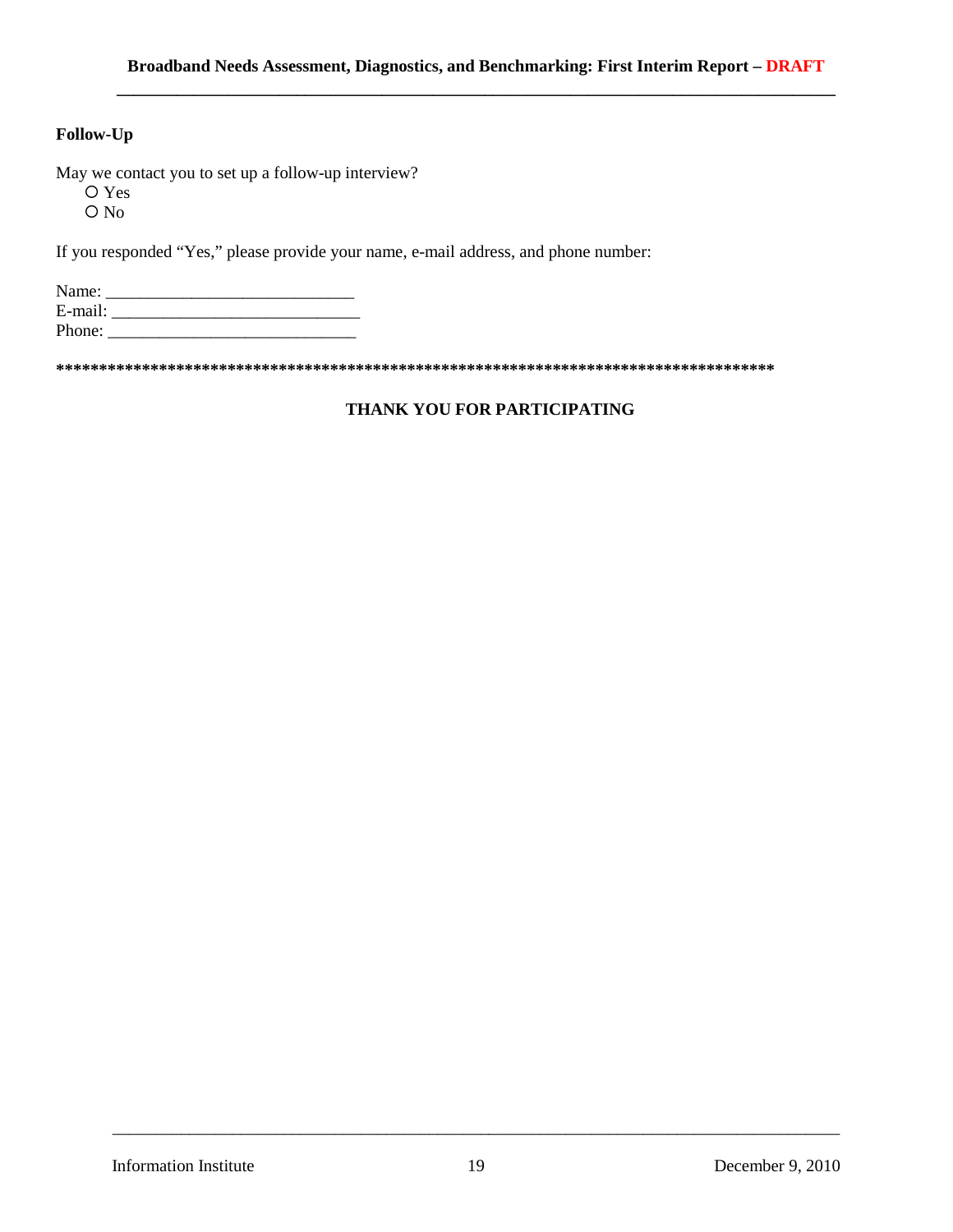**Follow-Up**

May we contact you to set up a follow-up interview?

- O Yes
- O No

If you responded “Yes,” please provide your name, e-mail address, and phone number:

Name: ____________________________
E-mail: ____________________________
Phone: ____________________________

*************************************************************************************

**THANK YOU FOR PARTICIPATING**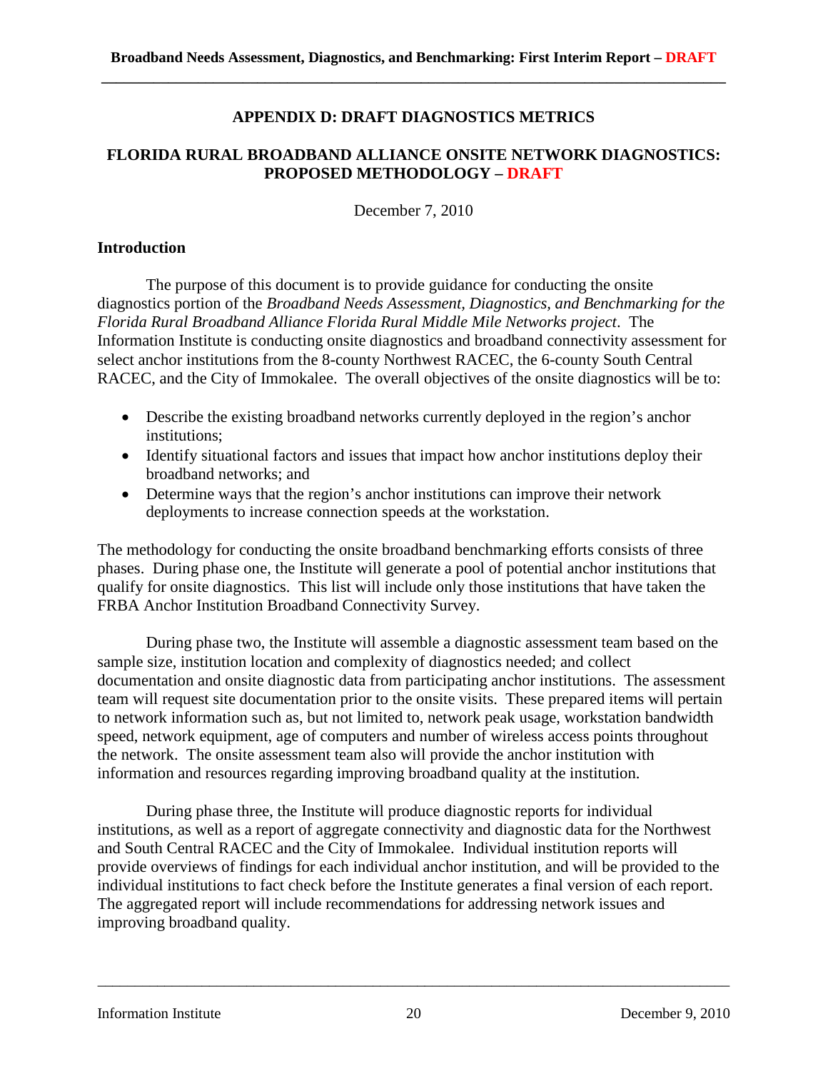# APPENDIX D: DRAFT DIAGNOSTICS METRICS

## FLORIDA RURAL BROADBAND ALLIANCE ONSITE NETWORK DIAGNOSTICS: PROPOSED METHODOLOGY – DRAFT

December 7, 2010

### Introduction

The purpose of this document is to provide guidance for conducting the onsite diagnostics portion of the *Broadband Needs Assessment, Diagnostics, and Benchmarking for the Florida Rural Broadband Alliance Florida Rural Middle Mile Networks project*. The Information Institute is conducting onsite diagnostics and broadband connectivity assessment for select anchor institutions from the 8-county Northwest RACEC, the 6-county South Central RACEC, and the City of Immokalee. The overall objectives of the onsite diagnostics will be to:

- Describe the existing broadband networks currently deployed in the region's anchor institutions;
- Identify situational factors and issues that impact how anchor institutions deploy their broadband networks; and
- Determine ways that the region's anchor institutions can improve their network deployments to increase connection speeds at the workstation.

The methodology for conducting the onsite broadband benchmarking efforts consists of three phases. During phase one, the Institute will generate a pool of potential anchor institutions that qualify for onsite diagnostics. This list will include only those institutions that have taken the FRBA Anchor Institution Broadband Connectivity Survey.

During phase two, the Institute will assemble a diagnostic assessment team based on the sample size, institution location and complexity of diagnostics needed; and collect documentation and onsite diagnostic data from participating anchor institutions. The assessment team will request site documentation prior to the onsite visits. These prepared items will pertain to network information such as, but not limited to, network peak usage, workstation bandwidth speed, network equipment, age of computers and number of wireless access points throughout the network. The onsite assessment team also will provide the anchor institution with information and resources regarding improving broadband quality at the institution.

During phase three, the Institute will produce diagnostic reports for individual institutions, as well as a report of aggregate connectivity and diagnostic data for the Northwest and South Central RACEC and the City of Immokalee. Individual institution reports will provide overviews of findings for each individual anchor institution, and will be provided to the individual institutions to fact check before the Institute generates a final version of each report. The aggregated report will include recommendations for addressing network issues and improving broadband quality.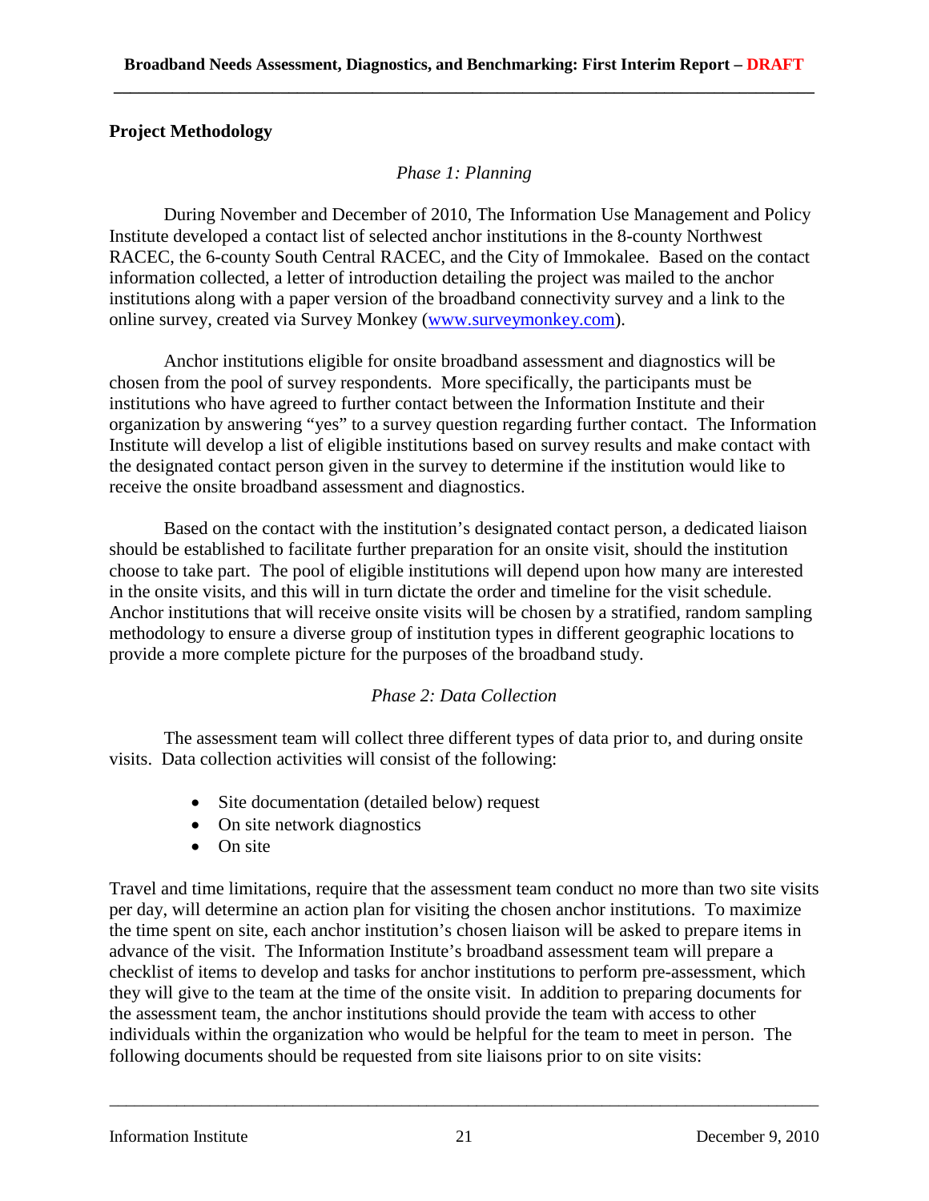## Project Methodology

*Phase 1: Planning*

During November and December of 2010, The Information Use Management and Policy Institute developed a contact list of selected anchor institutions in the 8-county Northwest RACEC, the 6-county South Central RACEC, and the City of Immokalee. Based on the contact information collected, a letter of introduction detailing the project was mailed to the anchor institutions along with a paper version of the broadband connectivity survey and a link to the online survey, created via Survey Monkey (www.surveymonkey.com).

Anchor institutions eligible for onsite broadband assessment and diagnostics will be chosen from the pool of survey respondents. More specifically, the participants must be institutions who have agreed to further contact between the Information Institute and their organization by answering "yes" to a survey question regarding further contact. The Information Institute will develop a list of eligible institutions based on survey results and make contact with the designated contact person given in the survey to determine if the institution would like to receive the onsite broadband assessment and diagnostics.

Based on the contact with the institution's designated contact person, a dedicated liaison should be established to facilitate further preparation for an onsite visit, should the institution choose to take part. The pool of eligible institutions will depend upon how many are interested in the onsite visits, and this will in turn dictate the order and timeline for the visit schedule. Anchor institutions that will receive onsite visits will be chosen by a stratified, random sampling methodology to ensure a diverse group of institution types in different geographic locations to provide a more complete picture for the purposes of the broadband study.

*Phase 2: Data Collection*

The assessment team will collect three different types of data prior to, and during onsite visits. Data collection activities will consist of the following:

- Site documentation (detailed below) request
- On site network diagnostics
- On site

Travel and time limitations, require that the assessment team conduct no more than two site visits per day, will determine an action plan for visiting the chosen anchor institutions. To maximize the time spent on site, each anchor institution's chosen liaison will be asked to prepare items in advance of the visit. The Information Institute's broadband assessment team will prepare a checklist of items to develop and tasks for anchor institutions to perform pre-assessment, which they will give to the team at the time of the onsite visit. In addition to preparing documents for the assessment team, the anchor institutions should provide the team with access to other individuals within the organization who would be helpful for the team to meet in person. The following documents should be requested from site liaisons prior to on site visits: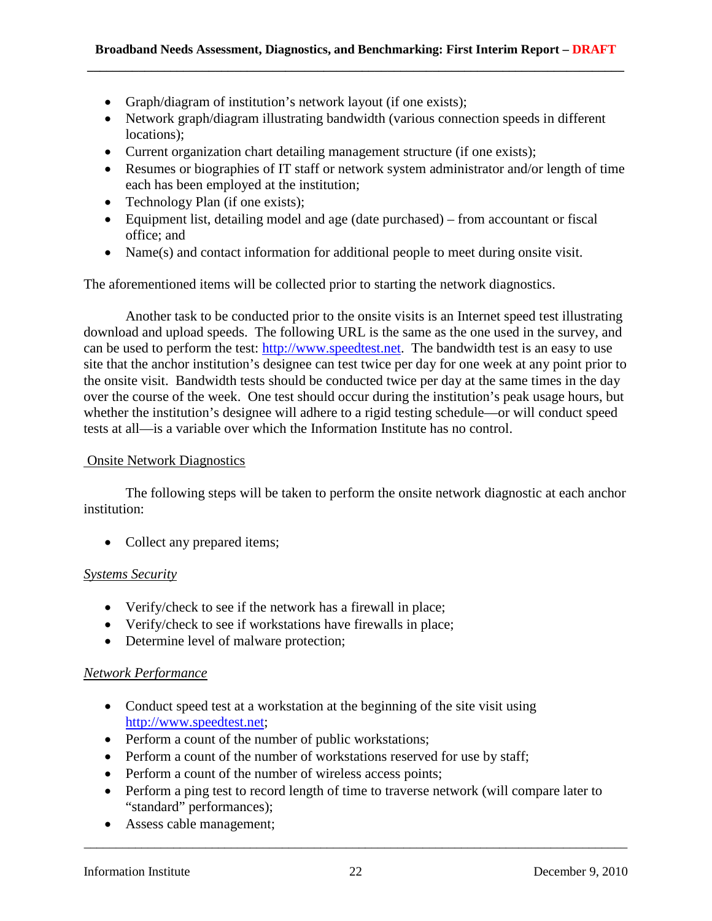- Graph/diagram of institution's network layout (if one exists);
- Network graph/diagram illustrating bandwidth (various connection speeds in different locations);
- Current organization chart detailing management structure (if one exists);
- Resumes or biographies of IT staff or network system administrator and/or length of time each has been employed at the institution;
- Technology Plan (if one exists);
- Equipment list, detailing model and age (date purchased) – from accountant or fiscal office; and
- Name(s) and contact information for additional people to meet during onsite visit.

The aforementioned items will be collected prior to starting the network diagnostics.

Another task to be conducted prior to the onsite visits is an Internet speed test illustrating download and upload speeds. The following URL is the same as the one used in the survey, and can be used to perform the test: [http://www.speedtest.net](http://www.speedtest.net). The bandwidth test is an easy to use site that the anchor institution's designee can test twice per day for one week at any point prior to the onsite visit. Bandwidth tests should be conducted twice per day at the same times in the day over the course of the week. One test should occur during the institution's peak usage hours, but whether the institution's designee will adhere to a rigid testing schedule—or will conduct speed tests at all—is a variable over which the Information Institute has no control.

### Onsite Network Diagnostics

The following steps will be taken to perform the onsite network diagnostic at each anchor institution:

- Collect any prepared items;

#### *Systems Security*

- Verify/check to see if the network has a firewall in place;
- Verify/check to see if workstations have firewalls in place;
- Determine level of malware protection;

#### *Network Performance*

- Conduct speed test at a workstation at the beginning of the site visit using [http://www.speedtest.net](http://www.speedtest.net);
- Perform a count of the number of public workstations;
- Perform a count of the number of workstations reserved for use by staff;
- Perform a count of the number of wireless access points;
- Perform a ping test to record length of time to traverse network (will compare later to "standard" performances);
- Assess cable management;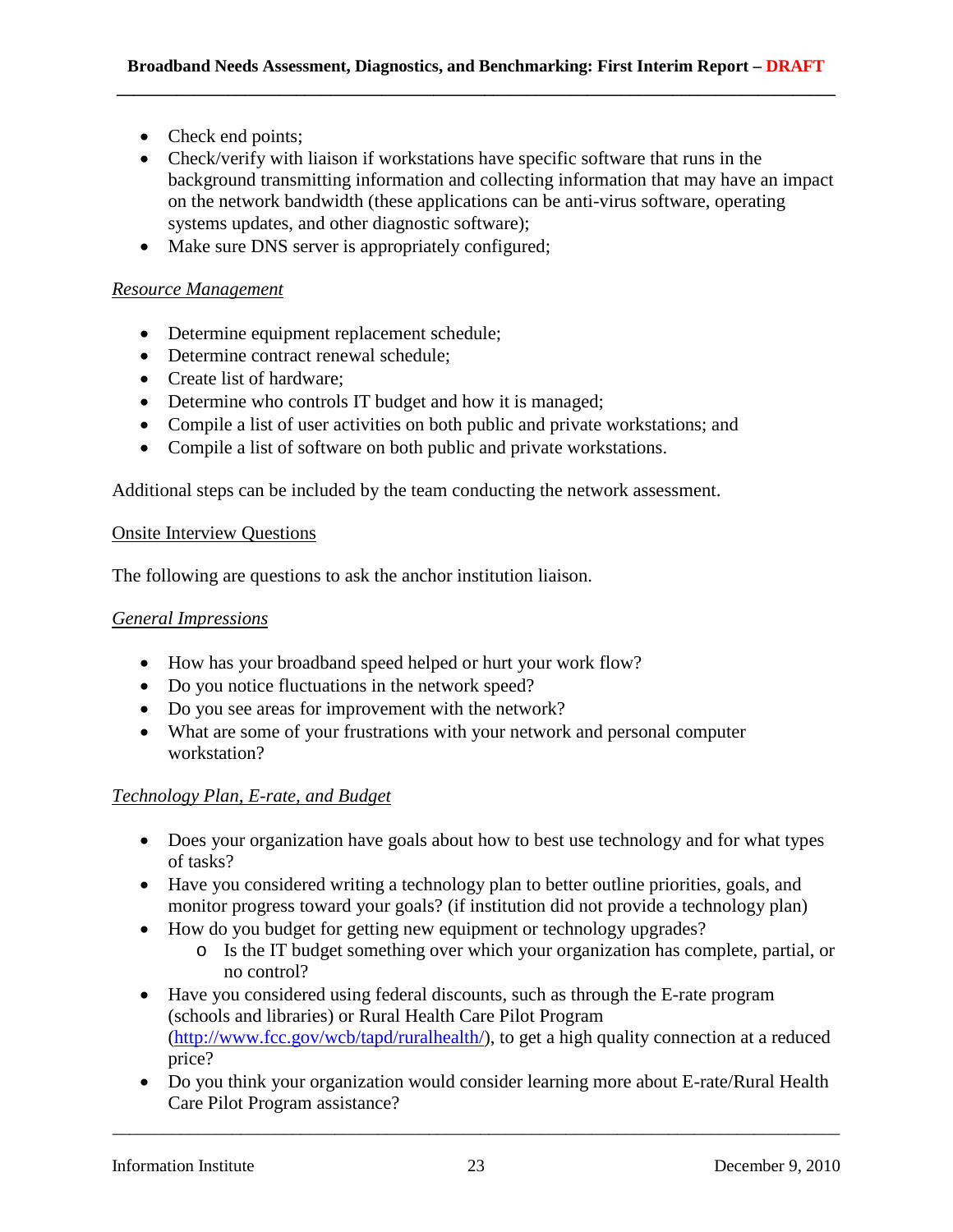- Check end points;
- Check/verify with liaison if workstations have specific software that runs in the background transmitting information and collecting information that may have an impact on the network bandwidth (these applications can be anti-virus software, operating systems updates, and other diagnostic software);
- Make sure DNS server is appropriately configured;

*Resource Management*

- Determine equipment replacement schedule;
- Determine contract renewal schedule;
- Create list of hardware;
- Determine who controls IT budget and how it is managed;
- Compile a list of user activities on both public and private workstations; and
- Compile a list of software on both public and private workstations.

Additional steps can be included by the team conducting the network assessment.

Onsite Interview Questions

The following are questions to ask the anchor institution liaison.

*General Impressions*

- How has your broadband speed helped or hurt your work flow?
- Do you notice fluctuations in the network speed?
- Do you see areas for improvement with the network?
- What are some of your frustrations with your network and personal computer workstation?

*Technology Plan, E-rate, and Budget*

- Does your organization have goals about how to best use technology and for what types of tasks?
- Have you considered writing a technology plan to better outline priorities, goals, and monitor progress toward your goals? (if institution did not provide a technology plan)
- How do you budget for getting new equipment or technology upgrades?
  - Is the IT budget something over which your organization has complete, partial, or no control?
- Have you considered using federal discounts, such as through the E-rate program (schools and libraries) or Rural Health Care Pilot Program (http://www.fcc.gov/wcb/tapd/ruralhealth/), to get a high quality connection at a reduced price?
- Do you think your organization would consider learning more about E-rate/Rural Health Care Pilot Program assistance?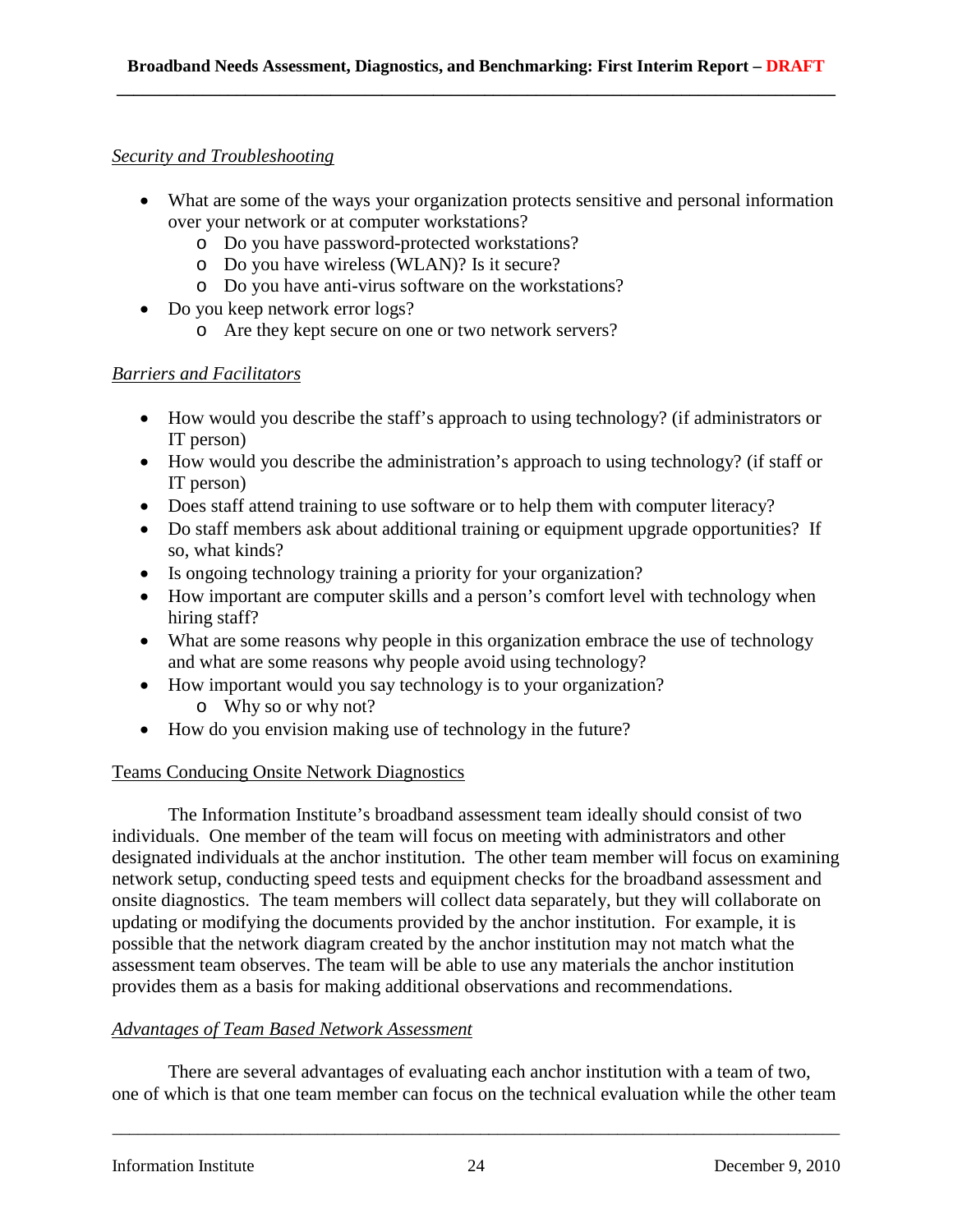*Security and Troubleshooting*

- What are some of the ways your organization protects sensitive and personal information over your network or at computer workstations?
  - Do you have password-protected workstations?
  - Do you have wireless (WLAN)? Is it secure?
  - Do you have anti-virus software on the workstations?
- Do you keep network error logs?
  - Are they kept secure on one or two network servers?

*Barriers and Facilitators*

- How would you describe the staff's approach to using technology? (if administrators or IT person)
- How would you describe the administration's approach to using technology? (if staff or IT person)
- Does staff attend training to use software or to help them with computer literacy?
- Do staff members ask about additional training or equipment upgrade opportunities? If so, what kinds?
- Is ongoing technology training a priority for your organization?
- How important are computer skills and a person's comfort level with technology when hiring staff?
- What are some reasons why people in this organization embrace the use of technology and what are some reasons why people avoid using technology?
- How important would you say technology is to your organization?
  - Why so or why not?
- How do you envision making use of technology in the future?

Teams Conducing Onsite Network Diagnostics

The Information Institute's broadband assessment team ideally should consist of two individuals. One member of the team will focus on meeting with administrators and other designated individuals at the anchor institution. The other team member will focus on examining network setup, conducting speed tests and equipment checks for the broadband assessment and onsite diagnostics. The team members will collect data separately, but they will collaborate on updating or modifying the documents provided by the anchor institution. For example, it is possible that the network diagram created by the anchor institution may not match what the assessment team observes. The team will be able to use any materials the anchor institution provides them as a basis for making additional observations and recommendations.

*Advantages of Team Based Network Assessment*

There are several advantages of evaluating each anchor institution with a team of two, one of which is that one team member can focus on the technical evaluation while the other team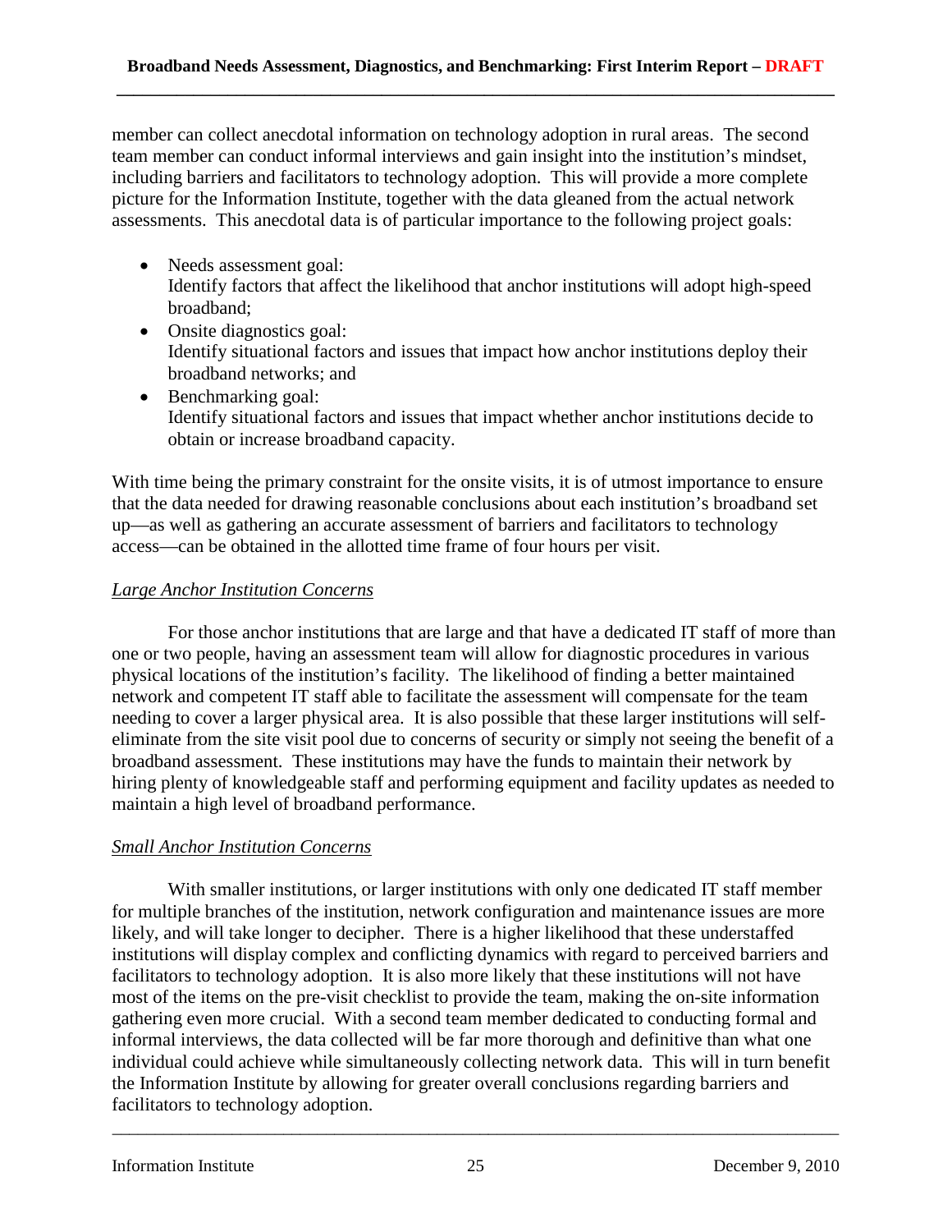member can collect anecdotal information on technology adoption in rural areas. The second team member can conduct informal interviews and gain insight into the institution's mindset, including barriers and facilitators to technology adoption. This will provide a more complete picture for the Information Institute, together with the data gleaned from the actual network assessments. This anecdotal data is of particular importance to the following project goals:

- Needs assessment goal:
  Identify factors that affect the likelihood that anchor institutions will adopt high-speed broadband;
- Onsite diagnostics goal:
  Identify situational factors and issues that impact how anchor institutions deploy their broadband networks; and
- Benchmarking goal:
  Identify situational factors and issues that impact whether anchor institutions decide to obtain or increase broadband capacity.

With time being the primary constraint for the onsite visits, it is of utmost importance to ensure that the data needed for drawing reasonable conclusions about each institution's broadband set up—as well as gathering an accurate assessment of barriers and facilitators to technology access—can be obtained in the allotted time frame of four hours per visit.

*Large Anchor Institution Concerns*

For those anchor institutions that are large and that have a dedicated IT staff of more than one or two people, having an assessment team will allow for diagnostic procedures in various physical locations of the institution's facility. The likelihood of finding a better maintained network and competent IT staff able to facilitate the assessment will compensate for the team needing to cover a larger physical area. It is also possible that these larger institutions will self-eliminate from the site visit pool due to concerns of security or simply not seeing the benefit of a broadband assessment. These institutions may have the funds to maintain their network by hiring plenty of knowledgeable staff and performing equipment and facility updates as needed to maintain a high level of broadband performance.

*Small Anchor Institution Concerns*

With smaller institutions, or larger institutions with only one dedicated IT staff member for multiple branches of the institution, network configuration and maintenance issues are more likely, and will take longer to decipher. There is a higher likelihood that these understaffed institutions will display complex and conflicting dynamics with regard to perceived barriers and facilitators to technology adoption. It is also more likely that these institutions will not have most of the items on the pre-visit checklist to provide the team, making the on-site information gathering even more crucial. With a second team member dedicated to conducting formal and informal interviews, the data collected will be far more thorough and definitive than what one individual could achieve while simultaneously collecting network data. This will in turn benefit the Information Institute by allowing for greater overall conclusions regarding barriers and facilitators to technology adoption.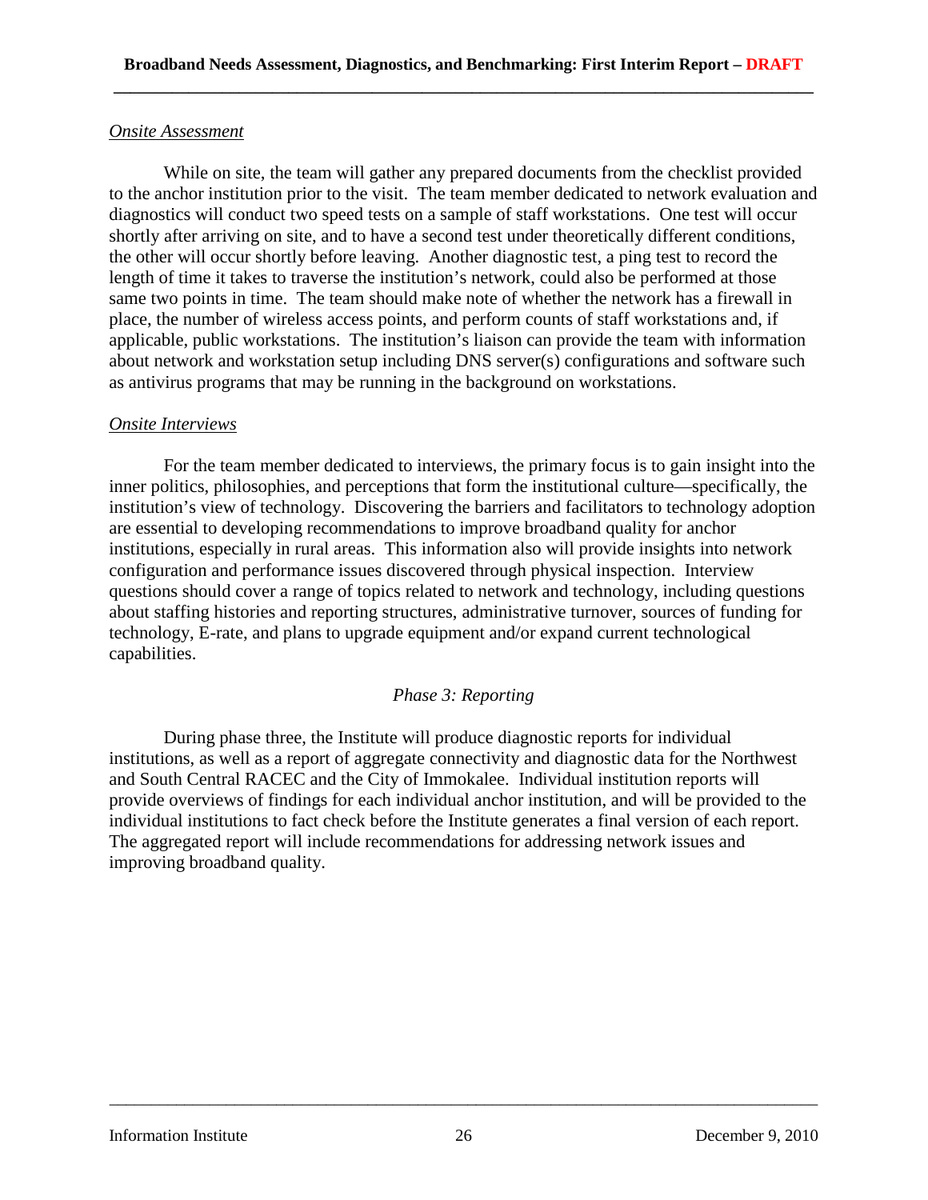*Onsite Assessment*

While on site, the team will gather any prepared documents from the checklist provided to the anchor institution prior to the visit. The team member dedicated to network evaluation and diagnostics will conduct two speed tests on a sample of staff workstations. One test will occur shortly after arriving on site, and to have a second test under theoretically different conditions, the other will occur shortly before leaving. Another diagnostic test, a ping test to record the length of time it takes to traverse the institution's network, could also be performed at those same two points in time. The team should make note of whether the network has a firewall in place, the number of wireless access points, and perform counts of staff workstations and, if applicable, public workstations. The institution's liaison can provide the team with information about network and workstation setup including DNS server(s) configurations and software such as antivirus programs that may be running in the background on workstations.

*Onsite Interviews*

For the team member dedicated to interviews, the primary focus is to gain insight into the inner politics, philosophies, and perceptions that form the institutional culture—specifically, the institution's view of technology. Discovering the barriers and facilitators to technology adoption are essential to developing recommendations to improve broadband quality for anchor institutions, especially in rural areas. This information also will provide insights into network configuration and performance issues discovered through physical inspection. Interview questions should cover a range of topics related to network and technology, including questions about staffing histories and reporting structures, administrative turnover, sources of funding for technology, E-rate, and plans to upgrade equipment and/or expand current technological capabilities.

### *Phase 3: Reporting*

During phase three, the Institute will produce diagnostic reports for individual institutions, as well as a report of aggregate connectivity and diagnostic data for the Northwest and South Central RACEC and the City of Immokalee. Individual institution reports will provide overviews of findings for each individual anchor institution, and will be provided to the individual institutions to fact check before the Institute generates a final version of each report. The aggregated report will include recommendations for addressing network issues and improving broadband quality.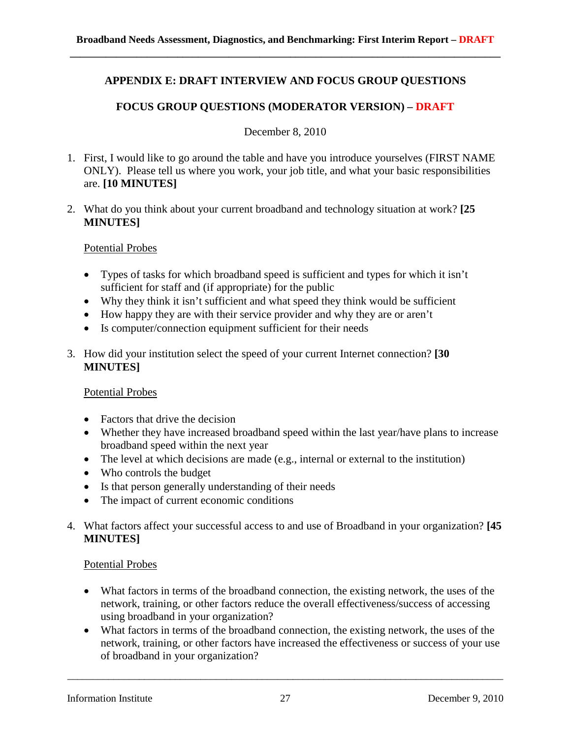## APPENDIX E: DRAFT INTERVIEW AND FOCUS GROUP QUESTIONS

### FOCUS GROUP QUESTIONS (MODERATOR VERSION) – DRAFT

December 8, 2010

1. First, I would like to go around the table and have you introduce yourselves (FIRST NAME ONLY). Please tell us where you work, your job title, and what your basic responsibilities are. **[10 MINUTES]**

2. What do you think about your current broadband and technology situation at work? **[25 MINUTES]**

   Potential Probes

   - Types of tasks for which broadband speed is sufficient and types for which it isn't sufficient for staff and (if appropriate) for the public
   - Why they think it isn't sufficient and what speed they think would be sufficient
   - How happy they are with their service provider and why they are or aren't
   - Is computer/connection equipment sufficient for their needs

3. How did your institution select the speed of your current Internet connection? **[30 MINUTES]**

   Potential Probes

   - Factors that drive the decision
   - Whether they have increased broadband speed within the last year/have plans to increase broadband speed within the next year
   - The level at which decisions are made (e.g., internal or external to the institution)
   - Who controls the budget
   - Is that person generally understanding of their needs
   - The impact of current economic conditions

4. What factors affect your successful access to and use of Broadband in your organization? **[45 MINUTES]**

   Potential Probes

   - What factors in terms of the broadband connection, the existing network, the uses of the network, training, or other factors reduce the overall effectiveness/success of accessing using broadband in your organization?
   - What factors in terms of the broadband connection, the existing network, the uses of the network, training, or other factors have increased the effectiveness or success of your use of broadband in your organization?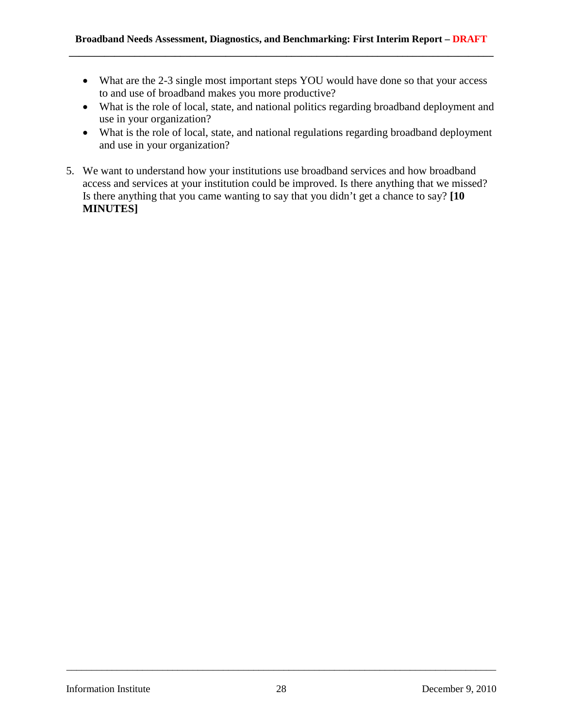- What are the 2-3 single most important steps YOU would have done so that your access to and use of broadband makes you more productive?
- What is the role of local, state, and national politics regarding broadband deployment and use in your organization?
- What is the role of local, state, and national regulations regarding broadband deployment and use in your organization?

5. We want to understand how your institutions use broadband services and how broadband access and services at your institution could be improved. Is there anything that we missed? Is there anything that you came wanting to say that you didn't get a chance to say? **[10 MINUTES]**